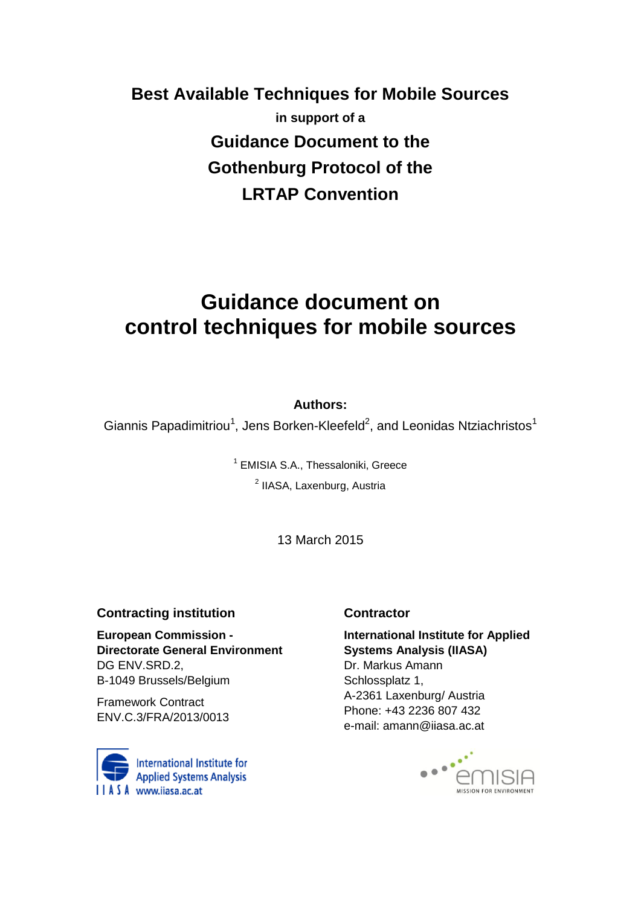# Best Available Techniques for Mobile Sources

**in support of a**

# Guidance Document to the Gothenburg Protocol of the LRTAP Convention

# Guidance document on control techniques for mobile sources

**Authors:**

Giannis Papadimitriou[1], Jens Borken-Kleefeld[2], and Leonidas Ntziachristos[1]

[1] EMISIA S.A., Thessaloniki, Greece

[2] IIASA, Laxenburg, Austria

13 March 2015

### Contracting institution

**European Commission - Directorate General Environment**
DG ENV.SRD.2,
B-1049 Brussels/Belgium

Framework Contract
ENV.C.3/FRA/2013/0013

### Contractor

**International Institute for Applied Systems Analysis (IIASA)**
Dr. Markus Amann
Schlossplatz 1,
A-2361 Laxenburg/ Austria
Phone: +43 2236 807 432
e-mail: amann@iiasa.ac.at

International Institute for Applied Systems Analysis
IIASA www.iiasa.ac.at

emisia
MISSION FOR ENVIRONMENT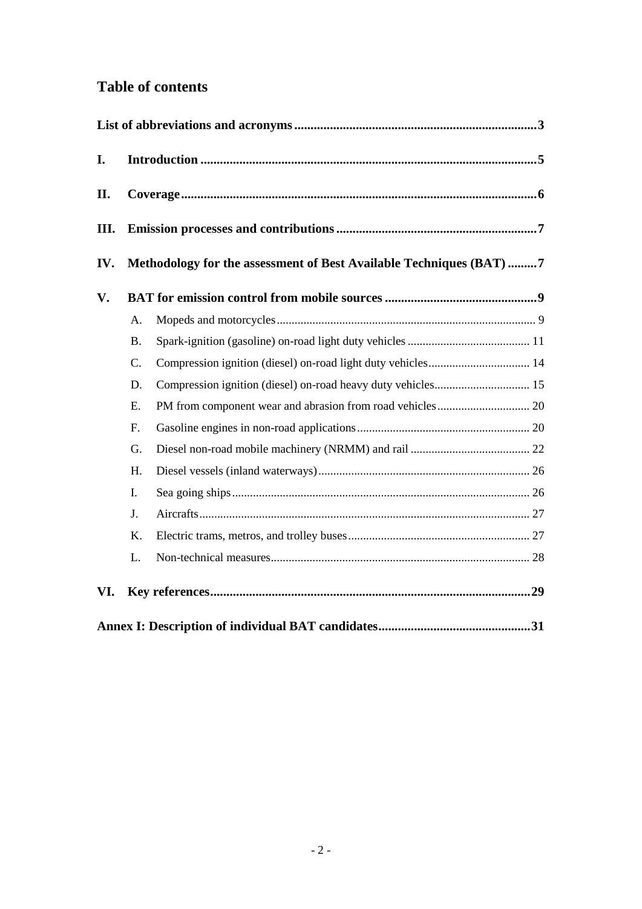## Table of contents

**List of abbreviations and acronyms ........................................................................... 3**

**I. Introduction ........................................................................................................ 5**

**II. Coverage ............................................................................................................ 6**

**III. Emission processes and contributions .............................................................. 7**

**IV. Methodology for the assessment of Best Available Techniques (BAT) ......... 7**

**V. BAT for emission control from mobile sources ............................................... 9**

- A. Mopeds and motorcycles ...................................................................................... 9
- B. Spark-ignition (gasoline) on-road light duty vehicles ......................................... 11
- C. Compression ignition (diesel) on-road light duty vehicles .................................. 14
- D. Compression ignition (diesel) on-road heavy duty vehicles ................................ 15
- E. PM from component wear and abrasion from road vehicles ............................... 20
- F. Gasoline engines in non-road applications .......................................................... 20
- G. Diesel non-road mobile machinery (NRMM) and rail ........................................ 22
- H. Diesel vessels (inland waterways) ....................................................................... 26
- I. Sea going ships ..................................................................................................... 26
- J. Aircrafts ................................................................................................................ 27
- K. Electric trams, metros, and trolley buses ............................................................ 27
- L. Non-technical measures ....................................................................................... 28

**VI. Key references ................................................................................................... 29**

**Annex I: Description of individual BAT candidates ............................................... 31**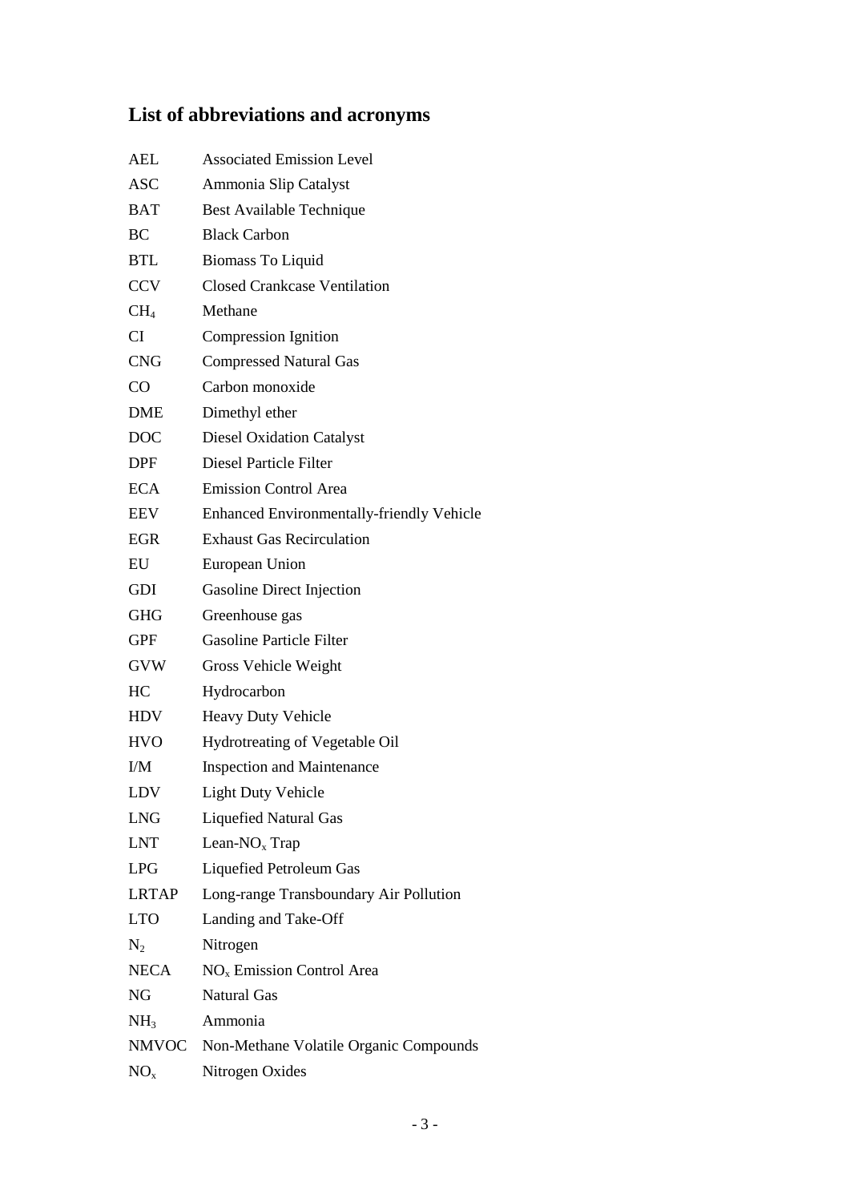## List of abbreviations and acronyms

| | |
|---|---|
| AEL | Associated Emission Level |
| ASC | Ammonia Slip Catalyst |
| BAT | Best Available Technique |
| BC | Black Carbon |
| BTL | Biomass To Liquid |
| CCV | Closed Crankcase Ventilation |
| $CH_4$ | Methane |
| CI | Compression Ignition |
| CNG | Compressed Natural Gas |
| CO | Carbon monoxide |
| DME | Dimethyl ether |
| DOC | Diesel Oxidation Catalyst |
| DPF | Diesel Particle Filter |
| ECA | Emission Control Area |
| EEV | Enhanced Environmentally-friendly Vehicle |
| EGR | Exhaust Gas Recirculation |
| EU | European Union |
| GDI | Gasoline Direct Injection |
| GHG | Greenhouse gas |
| GPF | Gasoline Particle Filter |
| GVW | Gross Vehicle Weight |
| HC | Hydrocarbon |
| HDV | Heavy Duty Vehicle |
| HVO | Hydrotreating of Vegetable Oil |
| I/M | Inspection and Maintenance |
| LDV | Light Duty Vehicle |
| LNG | Liquefied Natural Gas |
| LNT | Lean-$NO_x$ Trap |
| LPG | Liquefied Petroleum Gas |
| LRTAP | Long-range Transboundary Air Pollution |
| LTO | Landing and Take-Off |
| $N_2$ | Nitrogen |
| NECA | $NO_x$ Emission Control Area |
| NG | Natural Gas |
| $NH_3$ | Ammonia |
| NMVOC | Non-Methane Volatile Organic Compounds |
| $NO_x$ | Nitrogen Oxides |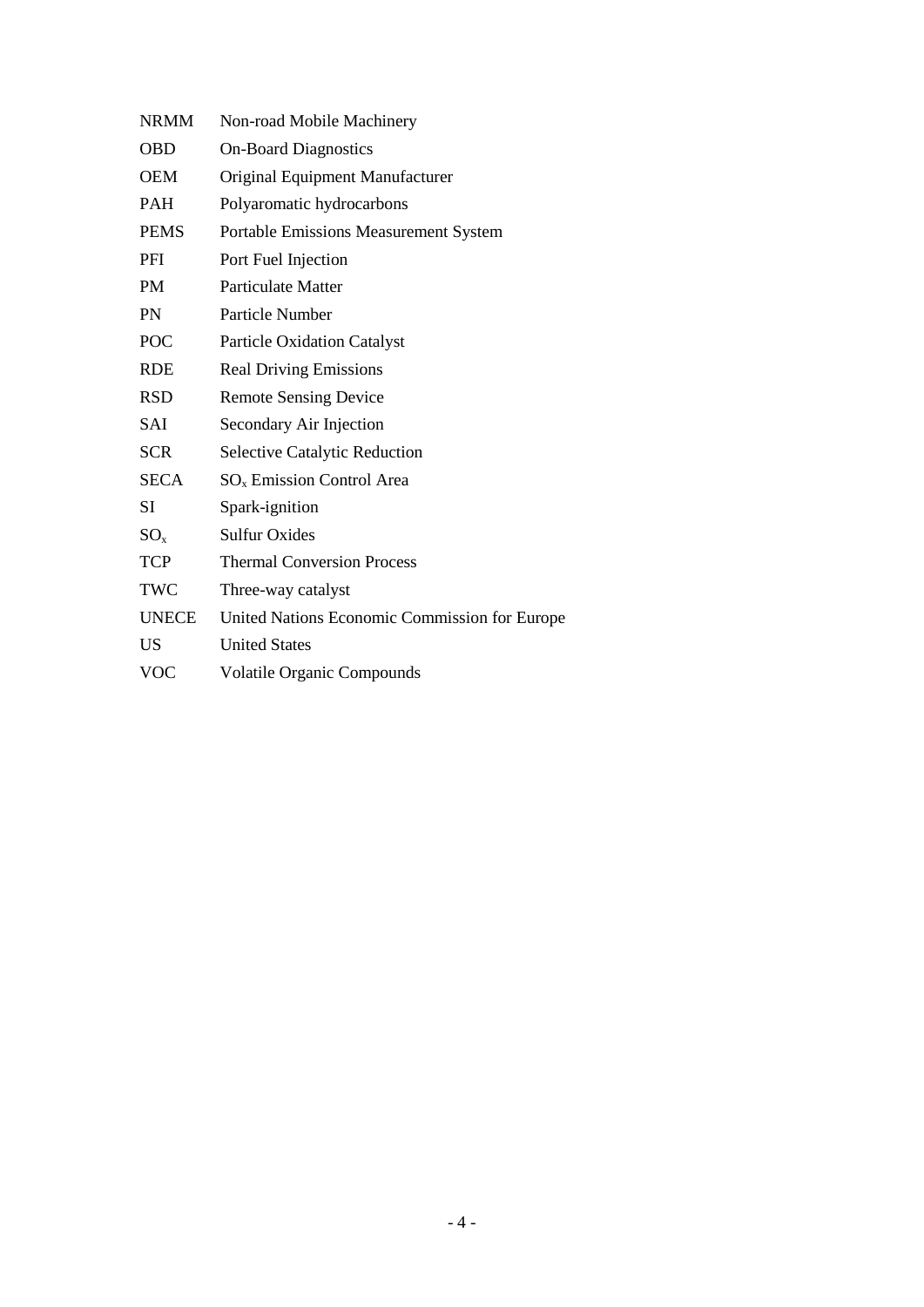| | |
|---|---|
| NRMM | Non-road Mobile Machinery |
| OBD | On-Board Diagnostics |
| OEM | Original Equipment Manufacturer |
| PAH | Polyaromatic hydrocarbons |
| PEMS | Portable Emissions Measurement System |
| PFI | Port Fuel Injection |
| PM | Particulate Matter |
| PN | Particle Number |
| POC | Particle Oxidation Catalyst |
| RDE | Real Driving Emissions |
| RSD | Remote Sensing Device |
| SAI | Secondary Air Injection |
| SCR | Selective Catalytic Reduction |
| SECA | $SO_x$ Emission Control Area |
| SI | Spark-ignition |
| $SO_x$ | Sulfur Oxides |
| TCP | Thermal Conversion Process |
| TWC | Three-way catalyst |
| UNECE | United Nations Economic Commission for Europe |
| US | United States |
| VOC | Volatile Organic Compounds |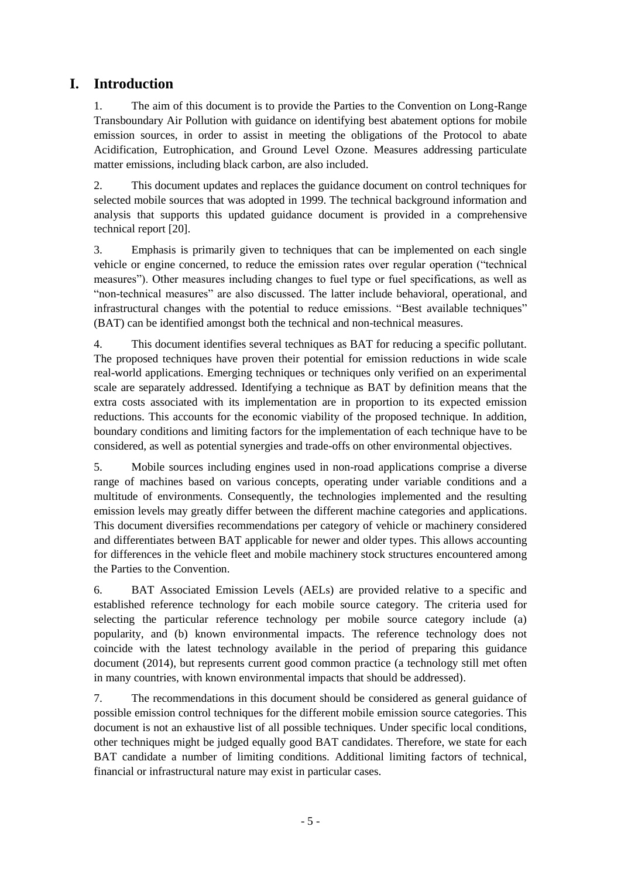# I. Introduction

1. The aim of this document is to provide the Parties to the Convention on Long-Range Transboundary Air Pollution with guidance on identifying best abatement options for mobile emission sources, in order to assist in meeting the obligations of the Protocol to abate Acidification, Eutrophication, and Ground Level Ozone. Measures addressing particulate matter emissions, including black carbon, are also included.

2. This document updates and replaces the guidance document on control techniques for selected mobile sources that was adopted in 1999. The technical background information and analysis that supports this updated guidance document is provided in a comprehensive technical report [20].

3. Emphasis is primarily given to techniques that can be implemented on each single vehicle or engine concerned, to reduce the emission rates over regular operation ("technical measures"). Other measures including changes to fuel type or fuel specifications, as well as "non-technical measures" are also discussed. The latter include behavioral, operational, and infrastructural changes with the potential to reduce emissions. "Best available techniques" (BAT) can be identified amongst both the technical and non-technical measures.

4. This document identifies several techniques as BAT for reducing a specific pollutant. The proposed techniques have proven their potential for emission reductions in wide scale real-world applications. Emerging techniques or techniques only verified on an experimental scale are separately addressed. Identifying a technique as BAT by definition means that the extra costs associated with its implementation are in proportion to its expected emission reductions. This accounts for the economic viability of the proposed technique. In addition, boundary conditions and limiting factors for the implementation of each technique have to be considered, as well as potential synergies and trade-offs on other environmental objectives.

5. Mobile sources including engines used in non-road applications comprise a diverse range of machines based on various concepts, operating under variable conditions and a multitude of environments. Consequently, the technologies implemented and the resulting emission levels may greatly differ between the different machine categories and applications. This document diversifies recommendations per category of vehicle or machinery considered and differentiates between BAT applicable for newer and older types. This allows accounting for differences in the vehicle fleet and mobile machinery stock structures encountered among the Parties to the Convention.

6. BAT Associated Emission Levels (AELs) are provided relative to a specific and established reference technology for each mobile source category. The criteria used for selecting the particular reference technology per mobile source category include (a) popularity, and (b) known environmental impacts. The reference technology does not coincide with the latest technology available in the period of preparing this guidance document (2014), but represents current good common practice (a technology still met often in many countries, with known environmental impacts that should be addressed).

7. The recommendations in this document should be considered as general guidance of possible emission control techniques for the different mobile emission source categories. This document is not an exhaustive list of all possible techniques. Under specific local conditions, other techniques might be judged equally good BAT candidates. Therefore, we state for each BAT candidate a number of limiting conditions. Additional limiting factors of technical, financial or infrastructural nature may exist in particular cases.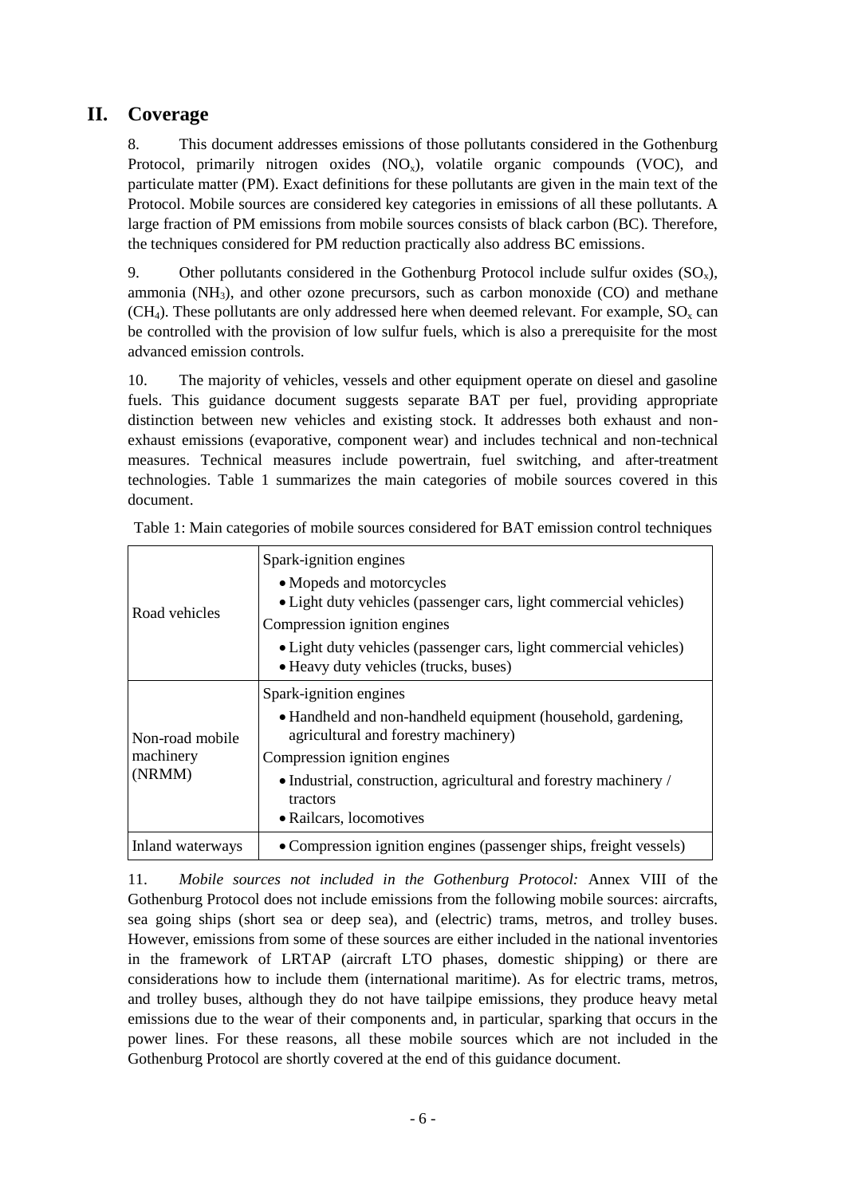## II. Coverage

8. This document addresses emissions of those pollutants considered in the Gothenburg Protocol, primarily nitrogen oxides ($NO_x$), volatile organic compounds (VOC), and particulate matter (PM). Exact definitions for these pollutants are given in the main text of the Protocol. Mobile sources are considered key categories in emissions of all these pollutants. A large fraction of PM emissions from mobile sources consists of black carbon (BC). Therefore, the techniques considered for PM reduction practically also address BC emissions.

9. Other pollutants considered in the Gothenburg Protocol include sulfur oxides ($SO_x$), ammonia ($NH_3$), and other ozone precursors, such as carbon monoxide (CO) and methane ($CH_4$). These pollutants are only addressed here when deemed relevant. For example, $SO_x$ can be controlled with the provision of low sulfur fuels, which is also a prerequisite for the most advanced emission controls.

10. The majority of vehicles, vessels and other equipment operate on diesel and gasoline fuels. This guidance document suggests separate BAT per fuel, providing appropriate distinction between new vehicles and existing stock. It addresses both exhaust and non-exhaust emissions (evaporative, component wear) and includes technical and non-technical measures. Technical measures include powertrain, fuel switching, and after-treatment technologies. Table 1 summarizes the main categories of mobile sources covered in this document.

Table 1: Main categories of mobile sources considered for BAT emission control techniques

| Category | Sources |
|---|---|
| Road vehicles | Spark-ignition engines<br>• Mopeds and motorcycles<br>• Light duty vehicles (passenger cars, light commercial vehicles)<br>Compression ignition engines<br>• Light duty vehicles (passenger cars, light commercial vehicles)<br>• Heavy duty vehicles (trucks, buses) |
| Non-road mobile machinery (NRMM) | Spark-ignition engines<br>• Handheld and non-handheld equipment (household, gardening, agricultural and forestry machinery)<br>Compression ignition engines<br>• Industrial, construction, agricultural and forestry machinery / tractors<br>• Railcars, locomotives |
| Inland waterways | • Compression ignition engines (passenger ships, freight vessels) |

11. *Mobile sources not included in the Gothenburg Protocol:* Annex VIII of the Gothenburg Protocol does not include emissions from the following mobile sources: aircrafts, sea going ships (short sea or deep sea), and (electric) trams, metros, and trolley buses. However, emissions from some of these sources are either included in the national inventories in the framework of LRTAP (aircraft LTO phases, domestic shipping) or there are considerations how to include them (international maritime). As for electric trams, metros, and trolley buses, although they do not have tailpipe emissions, they produce heavy metal emissions due to the wear of their components and, in particular, sparking that occurs in the power lines. For these reasons, all these mobile sources which are not included in the Gothenburg Protocol are shortly covered at the end of this guidance document.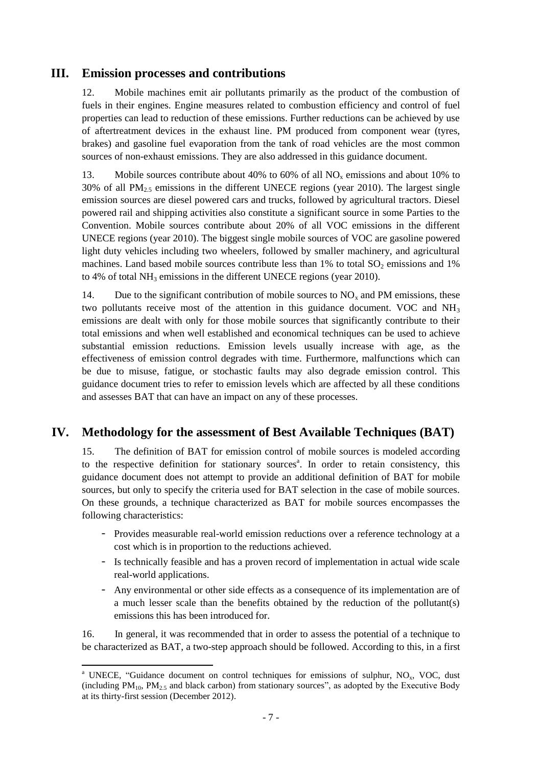## III. Emission processes and contributions

12. Mobile machines emit air pollutants primarily as the product of the combustion of fuels in their engines. Engine measures related to combustion efficiency and control of fuel properties can lead to reduction of these emissions. Further reductions can be achieved by use of aftertreatment devices in the exhaust line. PM produced from component wear (tyres, brakes) and gasoline fuel evaporation from the tank of road vehicles are the most common sources of non-exhaust emissions. They are also addressed in this guidance document.

13. Mobile sources contribute about 40% to 60% of all $NO_x$ emissions and about 10% to 30% of all $PM_{2.5}$ emissions in the different UNECE regions (year 2010). The largest single emission sources are diesel powered cars and trucks, followed by agricultural tractors. Diesel powered rail and shipping activities also constitute a significant source in some Parties to the Convention. Mobile sources contribute about 20% of all VOC emissions in the different UNECE regions (year 2010). The biggest single mobile sources of VOC are gasoline powered light duty vehicles including two wheelers, followed by smaller machinery, and agricultural machines. Land based mobile sources contribute less than 1% to total $SO_2$ emissions and 1% to 4% of total $NH_3$ emissions in the different UNECE regions (year 2010).

14. Due to the significant contribution of mobile sources to $NO_x$ and PM emissions, these two pollutants receive most of the attention in this guidance document. VOC and $NH_3$ emissions are dealt with only for those mobile sources that significantly contribute to their total emissions and when well established and economical techniques can be used to achieve substantial emission reductions. Emission levels usually increase with age, as the effectiveness of emission control degrades with time. Furthermore, malfunctions which can be due to misuse, fatigue, or stochastic faults may also degrade emission control. This guidance document tries to refer to emission levels which are affected by all these conditions and assesses BAT that can have an impact on any of these processes.

## IV. Methodology for the assessment of Best Available Techniques (BAT)

15. The definition of BAT for emission control of mobile sources is modeled according to the respective definition for stationary sources[a]. In order to retain consistency, this guidance document does not attempt to provide an additional definition of BAT for mobile sources, but only to specify the criteria used for BAT selection in the case of mobile sources. On these grounds, a technique characterized as BAT for mobile sources encompasses the following characteristics:

- Provides measurable real-world emission reductions over a reference technology at a cost which is in proportion to the reductions achieved.
- Is technically feasible and has a proven record of implementation in actual wide scale real-world applications.
- Any environmental or other side effects as a consequence of its implementation are of a much lesser scale than the benefits obtained by the reduction of the pollutant(s) emissions this has been introduced for.

16. In general, it was recommended that in order to assess the potential of a technique to be characterized as BAT, a two-step approach should be followed. According to this, in a first

[a] UNECE, "Guidance document on control techniques for emissions of sulphur, $NO_x$, VOC, dust (including $PM_{10}$, $PM_{2.5}$ and black carbon) from stationary sources", as adopted by the Executive Body at its thirty-first session (December 2012).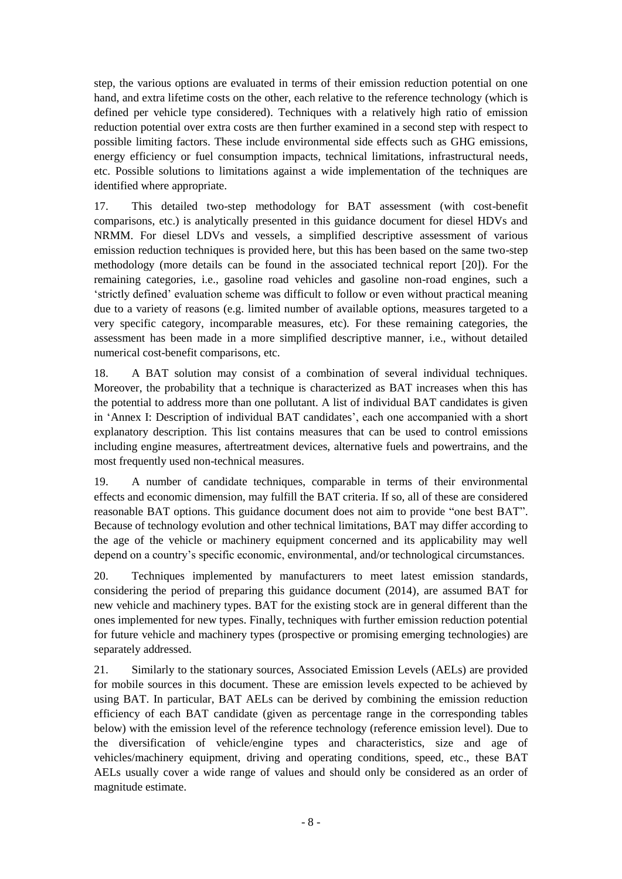step, the various options are evaluated in terms of their emission reduction potential on one hand, and extra lifetime costs on the other, each relative to the reference technology (which is defined per vehicle type considered). Techniques with a relatively high ratio of emission reduction potential over extra costs are then further examined in a second step with respect to possible limiting factors. These include environmental side effects such as GHG emissions, energy efficiency or fuel consumption impacts, technical limitations, infrastructural needs, etc. Possible solutions to limitations against a wide implementation of the techniques are identified where appropriate.

17. This detailed two-step methodology for BAT assessment (with cost-benefit comparisons, etc.) is analytically presented in this guidance document for diesel HDVs and NRMM. For diesel LDVs and vessels, a simplified descriptive assessment of various emission reduction techniques is provided here, but this has been based on the same two-step methodology (more details can be found in the associated technical report [20]). For the remaining categories, i.e., gasoline road vehicles and gasoline non-road engines, such a 'strictly defined' evaluation scheme was difficult to follow or even without practical meaning due to a variety of reasons (e.g. limited number of available options, measures targeted to a very specific category, incomparable measures, etc). For these remaining categories, the assessment has been made in a more simplified descriptive manner, i.e., without detailed numerical cost-benefit comparisons, etc.

18. A BAT solution may consist of a combination of several individual techniques. Moreover, the probability that a technique is characterized as BAT increases when this has the potential to address more than one pollutant. A list of individual BAT candidates is given in 'Annex I: Description of individual BAT candidates', each one accompanied with a short explanatory description. This list contains measures that can be used to control emissions including engine measures, aftertreatment devices, alternative fuels and powertrains, and the most frequently used non-technical measures.

19. A number of candidate techniques, comparable in terms of their environmental effects and economic dimension, may fulfill the BAT criteria. If so, all of these are considered reasonable BAT options. This guidance document does not aim to provide "one best BAT". Because of technology evolution and other technical limitations, BAT may differ according to the age of the vehicle or machinery equipment concerned and its applicability may well depend on a country's specific economic, environmental, and/or technological circumstances.

20. Techniques implemented by manufacturers to meet latest emission standards, considering the period of preparing this guidance document (2014), are assumed BAT for new vehicle and machinery types. BAT for the existing stock are in general different than the ones implemented for new types. Finally, techniques with further emission reduction potential for future vehicle and machinery types (prospective or promising emerging technologies) are separately addressed.

21. Similarly to the stationary sources, Associated Emission Levels (AELs) are provided for mobile sources in this document. These are emission levels expected to be achieved by using BAT. In particular, BAT AELs can be derived by combining the emission reduction efficiency of each BAT candidate (given as percentage range in the corresponding tables below) with the emission level of the reference technology (reference emission level). Due to the diversification of vehicle/engine types and characteristics, size and age of vehicles/machinery equipment, driving and operating conditions, speed, etc., these BAT AELs usually cover a wide range of values and should only be considered as an order of magnitude estimate.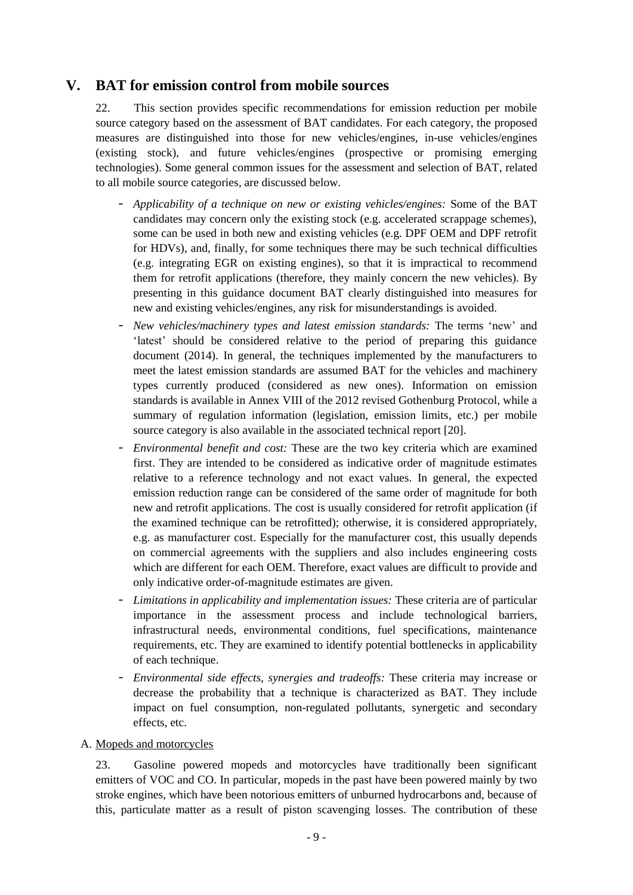# V. BAT for emission control from mobile sources

22. This section provides specific recommendations for emission reduction per mobile source category based on the assessment of BAT candidates. For each category, the proposed measures are distinguished into those for new vehicles/engines, in-use vehicles/engines (existing stock), and future vehicles/engines (prospective or promising emerging technologies). Some general common issues for the assessment and selection of BAT, related to all mobile source categories, are discussed below.

- *Applicability of a technique on new or existing vehicles/engines:* Some of the BAT candidates may concern only the existing stock (e.g. accelerated scrappage schemes), some can be used in both new and existing vehicles (e.g. DPF OEM and DPF retrofit for HDVs), and, finally, for some techniques there may be such technical difficulties (e.g. integrating EGR on existing engines), so that it is impractical to recommend them for retrofit applications (therefore, they mainly concern the new vehicles). By presenting in this guidance document BAT clearly distinguished into measures for new and existing vehicles/engines, any risk for misunderstandings is avoided.
- *New vehicles/machinery types and latest emission standards:* The terms 'new' and 'latest' should be considered relative to the period of preparing this guidance document (2014). In general, the techniques implemented by the manufacturers to meet the latest emission standards are assumed BAT for the vehicles and machinery types currently produced (considered as new ones). Information on emission standards is available in Annex VIII of the 2012 revised Gothenburg Protocol, while a summary of regulation information (legislation, emission limits, etc.) per mobile source category is also available in the associated technical report [20].
- *Environmental benefit and cost:* These are the two key criteria which are examined first. They are intended to be considered as indicative order of magnitude estimates relative to a reference technology and not exact values. In general, the expected emission reduction range can be considered of the same order of magnitude for both new and retrofit applications. The cost is usually considered for retrofit application (if the examined technique can be retrofitted); otherwise, it is considered appropriately, e.g. as manufacturer cost. Especially for the manufacturer cost, this usually depends on commercial agreements with the suppliers and also includes engineering costs which are different for each OEM. Therefore, exact values are difficult to provide and only indicative order-of-magnitude estimates are given.
- *Limitations in applicability and implementation issues:* These criteria are of particular importance in the assessment process and include technological barriers, infrastructural needs, environmental conditions, fuel specifications, maintenance requirements, etc. They are examined to identify potential bottlenecks in applicability of each technique.
- *Environmental side effects, synergies and tradeoffs:* These criteria may increase or decrease the probability that a technique is characterized as BAT. They include impact on fuel consumption, non-regulated pollutants, synergetic and secondary effects, etc.

## A. Mopeds and motorcycles

23. Gasoline powered mopeds and motorcycles have traditionally been significant emitters of VOC and CO. In particular, mopeds in the past have been powered mainly by two stroke engines, which have been notorious emitters of unburned hydrocarbons and, because of this, particulate matter as a result of piston scavenging losses. The contribution of these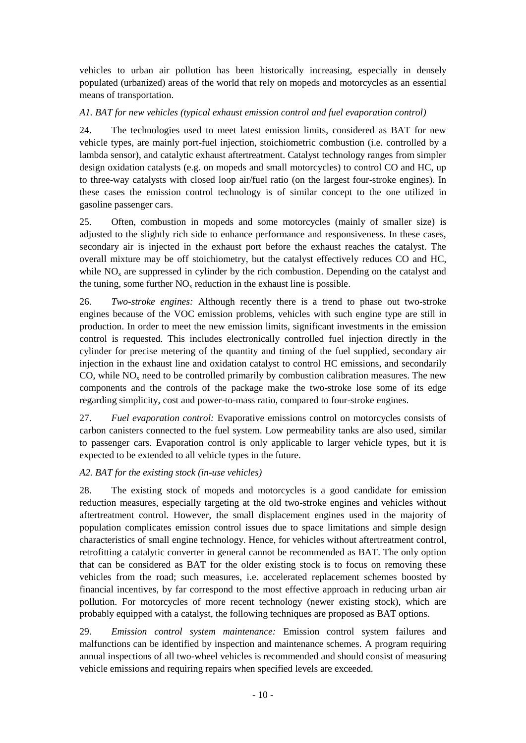vehicles to urban air pollution has been historically increasing, especially in densely populated (urbanized) areas of the world that rely on mopeds and motorcycles as an essential means of transportation.

*A1. BAT for new vehicles (typical exhaust emission control and fuel evaporation control)*

24. The technologies used to meet latest emission limits, considered as BAT for new vehicle types, are mainly port-fuel injection, stoichiometric combustion (i.e. controlled by a lambda sensor), and catalytic exhaust aftertreatment. Catalyst technology ranges from simpler design oxidation catalysts (e.g. on mopeds and small motorcycles) to control CO and HC, up to three-way catalysts with closed loop air/fuel ratio (on the largest four-stroke engines). In these cases the emission control technology is of similar concept to the one utilized in gasoline passenger cars.

25. Often, combustion in mopeds and some motorcycles (mainly of smaller size) is adjusted to the slightly rich side to enhance performance and responsiveness. In these cases, secondary air is injected in the exhaust port before the exhaust reaches the catalyst. The overall mixture may be off stoichiometry, but the catalyst effectively reduces CO and HC, while $NO_x$ are suppressed in cylinder by the rich combustion. Depending on the catalyst and the tuning, some further $NO_x$ reduction in the exhaust line is possible.

26. *Two-stroke engines:* Although recently there is a trend to phase out two-stroke engines because of the VOC emission problems, vehicles with such engine type are still in production. In order to meet the new emission limits, significant investments in the emission control is requested. This includes electronically controlled fuel injection directly in the cylinder for precise metering of the quantity and timing of the fuel supplied, secondary air injection in the exhaust line and oxidation catalyst to control HC emissions, and secondarily CO, while $NO_x$ need to be controlled primarily by combustion calibration measures. The new components and the controls of the package make the two-stroke lose some of its edge regarding simplicity, cost and power-to-mass ratio, compared to four-stroke engines.

27. *Fuel evaporation control:* Evaporative emissions control on motorcycles consists of carbon canisters connected to the fuel system. Low permeability tanks are also used, similar to passenger cars. Evaporation control is only applicable to larger vehicle types, but it is expected to be extended to all vehicle types in the future.

*A2. BAT for the existing stock (in-use vehicles)*

28. The existing stock of mopeds and motorcycles is a good candidate for emission reduction measures, especially targeting at the old two-stroke engines and vehicles without aftertreatment control. However, the small displacement engines used in the majority of population complicates emission control issues due to space limitations and simple design characteristics of small engine technology. Hence, for vehicles without aftertreatment control, retrofitting a catalytic converter in general cannot be recommended as BAT. The only option that can be considered as BAT for the older existing stock is to focus on removing these vehicles from the road; such measures, i.e. accelerated replacement schemes boosted by financial incentives, by far correspond to the most effective approach in reducing urban air pollution. For motorcycles of more recent technology (newer existing stock), which are probably equipped with a catalyst, the following techniques are proposed as BAT options.

29. *Emission control system maintenance:* Emission control system failures and malfunctions can be identified by inspection and maintenance schemes. A program requiring annual inspections of all two-wheel vehicles is recommended and should consist of measuring vehicle emissions and requiring repairs when specified levels are exceeded.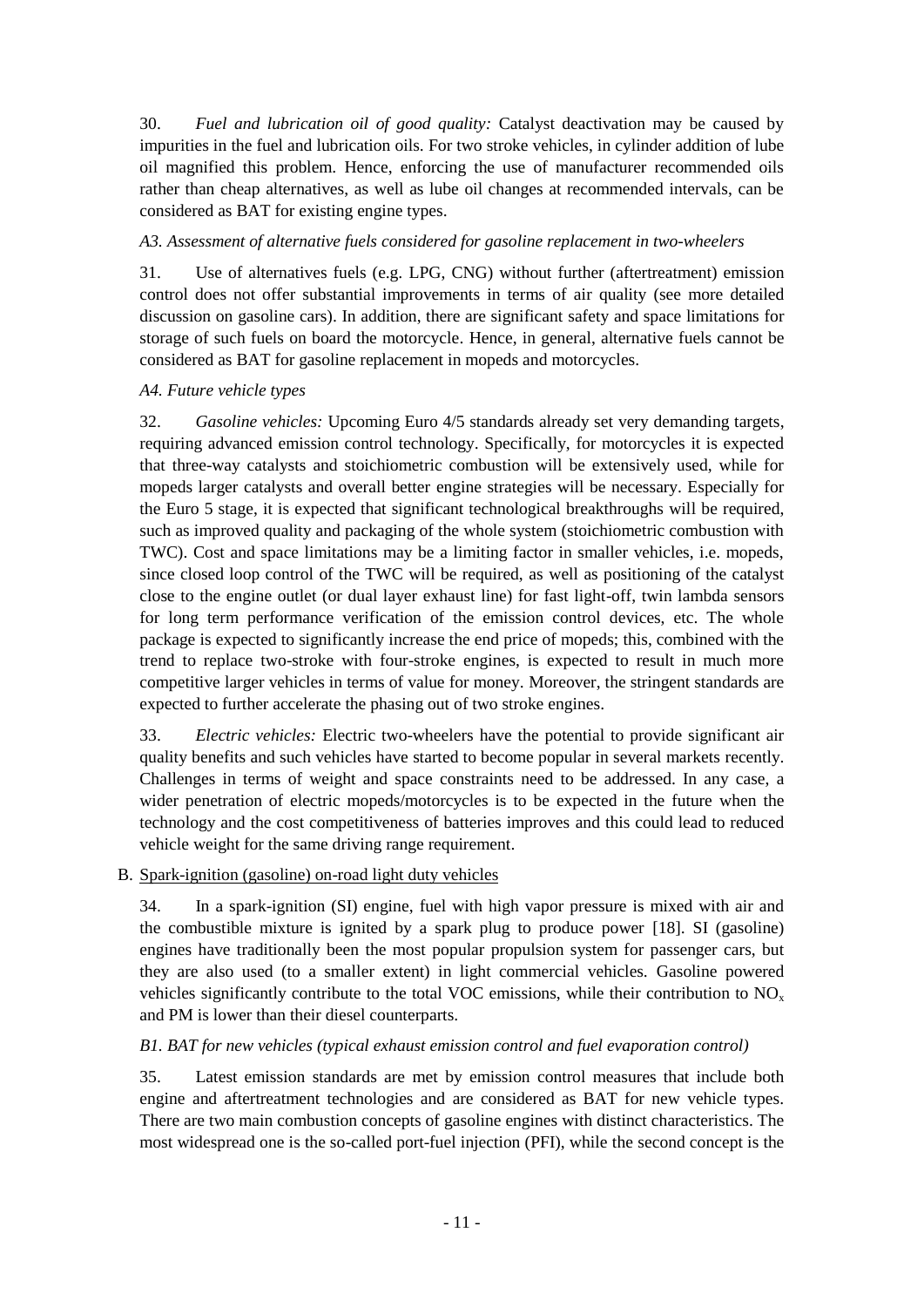30. *Fuel and lubrication oil of good quality:* Catalyst deactivation may be caused by impurities in the fuel and lubrication oils. For two stroke vehicles, in cylinder addition of lube oil magnified this problem. Hence, enforcing the use of manufacturer recommended oils rather than cheap alternatives, as well as lube oil changes at recommended intervals, can be considered as BAT for existing engine types.

*A3. Assessment of alternative fuels considered for gasoline replacement in two-wheelers*

31. Use of alternatives fuels (e.g. LPG, CNG) without further (aftertreatment) emission control does not offer substantial improvements in terms of air quality (see more detailed discussion on gasoline cars). In addition, there are significant safety and space limitations for storage of such fuels on board the motorcycle. Hence, in general, alternative fuels cannot be considered as BAT for gasoline replacement in mopeds and motorcycles.

*A4. Future vehicle types*

32. *Gasoline vehicles:* Upcoming Euro 4/5 standards already set very demanding targets, requiring advanced emission control technology. Specifically, for motorcycles it is expected that three-way catalysts and stoichiometric combustion will be extensively used, while for mopeds larger catalysts and overall better engine strategies will be necessary. Especially for the Euro 5 stage, it is expected that significant technological breakthroughs will be required, such as improved quality and packaging of the whole system (stoichiometric combustion with TWC). Cost and space limitations may be a limiting factor in smaller vehicles, i.e. mopeds, since closed loop control of the TWC will be required, as well as positioning of the catalyst close to the engine outlet (or dual layer exhaust line) for fast light-off, twin lambda sensors for long term performance verification of the emission control devices, etc. The whole package is expected to significantly increase the end price of mopeds; this, combined with the trend to replace two-stroke with four-stroke engines, is expected to result in much more competitive larger vehicles in terms of value for money. Moreover, the stringent standards are expected to further accelerate the phasing out of two stroke engines.

33. *Electric vehicles:* Electric two-wheelers have the potential to provide significant air quality benefits and such vehicles have started to become popular in several markets recently. Challenges in terms of weight and space constraints need to be addressed. In any case, a wider penetration of electric mopeds/motorcycles is to be expected in the future when the technology and the cost competitiveness of batteries improves and this could lead to reduced vehicle weight for the same driving range requirement.

## B. Spark-ignition (gasoline) on-road light duty vehicles

34. In a spark-ignition (SI) engine, fuel with high vapor pressure is mixed with air and the combustible mixture is ignited by a spark plug to produce power [18]. SI (gasoline) engines have traditionally been the most popular propulsion system for passenger cars, but they are also used (to a smaller extent) in light commercial vehicles. Gasoline powered vehicles significantly contribute to the total VOC emissions, while their contribution to $NO_x$ and PM is lower than their diesel counterparts.

*B1. BAT for new vehicles (typical exhaust emission control and fuel evaporation control)*

35. Latest emission standards are met by emission control measures that include both engine and aftertreatment technologies and are considered as BAT for new vehicle types. There are two main combustion concepts of gasoline engines with distinct characteristics. The most widespread one is the so-called port-fuel injection (PFI), while the second concept is the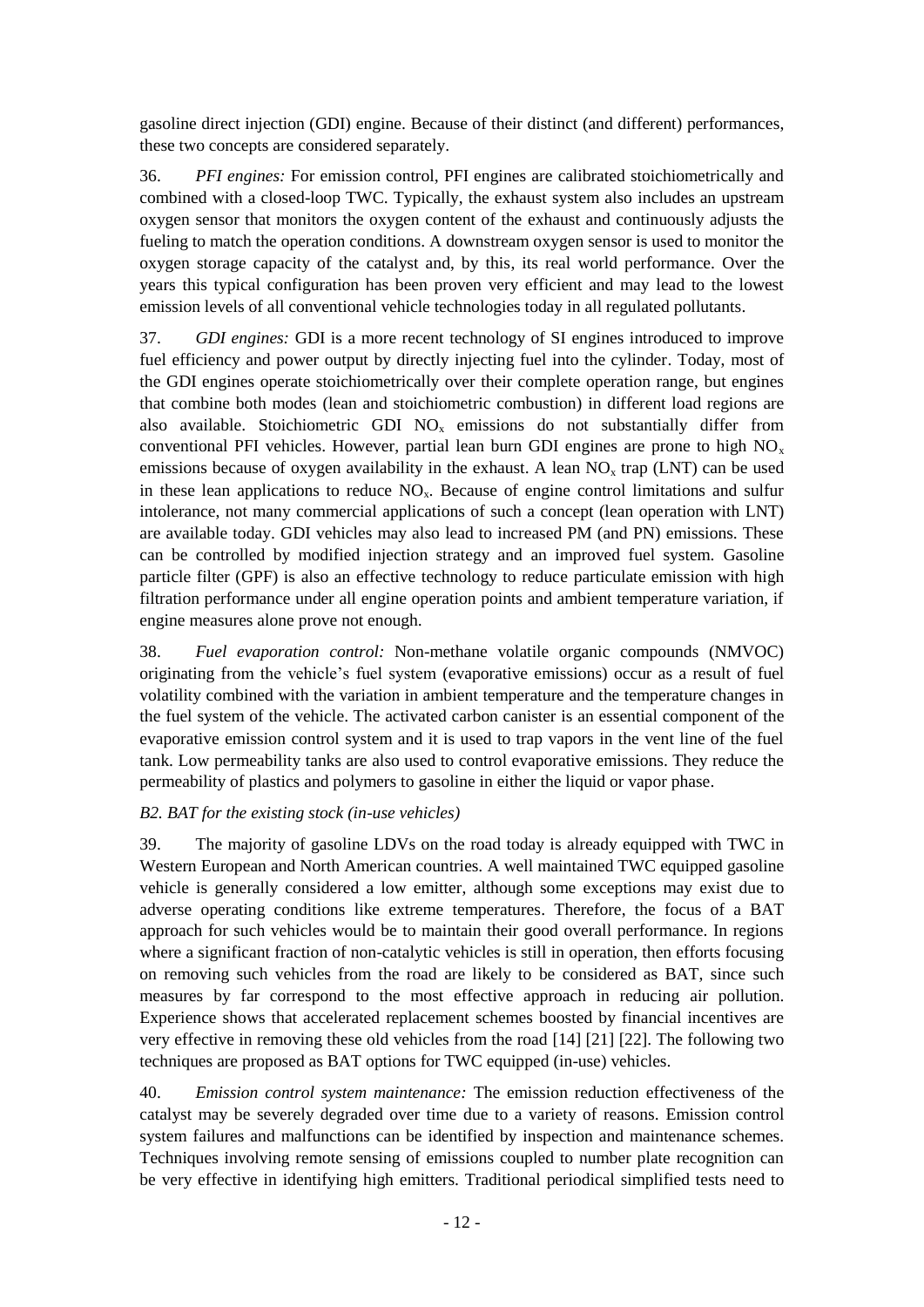gasoline direct injection (GDI) engine. Because of their distinct (and different) performances, these two concepts are considered separately.

36. *PFI engines:* For emission control, PFI engines are calibrated stoichiometrically and combined with a closed-loop TWC. Typically, the exhaust system also includes an upstream oxygen sensor that monitors the oxygen content of the exhaust and continuously adjusts the fueling to match the operation conditions. A downstream oxygen sensor is used to monitor the oxygen storage capacity of the catalyst and, by this, its real world performance. Over the years this typical configuration has been proven very efficient and may lead to the lowest emission levels of all conventional vehicle technologies today in all regulated pollutants.

37. *GDI engines:* GDI is a more recent technology of SI engines introduced to improve fuel efficiency and power output by directly injecting fuel into the cylinder. Today, most of the GDI engines operate stoichiometrically over their complete operation range, but engines that combine both modes (lean and stoichiometric combustion) in different load regions are also available. Stoichiometric GDI $NO_x$ emissions do not substantially differ from conventional PFI vehicles. However, partial lean burn GDI engines are prone to high $NO_x$ emissions because of oxygen availability in the exhaust. A lean $NO_x$ trap (LNT) can be used in these lean applications to reduce $NO_x$. Because of engine control limitations and sulfur intolerance, not many commercial applications of such a concept (lean operation with LNT) are available today. GDI vehicles may also lead to increased PM (and PN) emissions. These can be controlled by modified injection strategy and an improved fuel system. Gasoline particle filter (GPF) is also an effective technology to reduce particulate emission with high filtration performance under all engine operation points and ambient temperature variation, if engine measures alone prove not enough.

38. *Fuel evaporation control:* Non-methane volatile organic compounds (NMVOC) originating from the vehicle's fuel system (evaporative emissions) occur as a result of fuel volatility combined with the variation in ambient temperature and the temperature changes in the fuel system of the vehicle. The activated carbon canister is an essential component of the evaporative emission control system and it is used to trap vapors in the vent line of the fuel tank. Low permeability tanks are also used to control evaporative emissions. They reduce the permeability of plastics and polymers to gasoline in either the liquid or vapor phase.

*B2. BAT for the existing stock (in-use vehicles)*

39. The majority of gasoline LDVs on the road today is already equipped with TWC in Western European and North American countries. A well maintained TWC equipped gasoline vehicle is generally considered a low emitter, although some exceptions may exist due to adverse operating conditions like extreme temperatures. Therefore, the focus of a BAT approach for such vehicles would be to maintain their good overall performance. In regions where a significant fraction of non-catalytic vehicles is still in operation, then efforts focusing on removing such vehicles from the road are likely to be considered as BAT, since such measures by far correspond to the most effective approach in reducing air pollution. Experience shows that accelerated replacement schemes boosted by financial incentives are very effective in removing these old vehicles from the road [14] [21] [22]. The following two techniques are proposed as BAT options for TWC equipped (in-use) vehicles.

40. *Emission control system maintenance:* The emission reduction effectiveness of the catalyst may be severely degraded over time due to a variety of reasons. Emission control system failures and malfunctions can be identified by inspection and maintenance schemes. Techniques involving remote sensing of emissions coupled to number plate recognition can be very effective in identifying high emitters. Traditional periodical simplified tests need to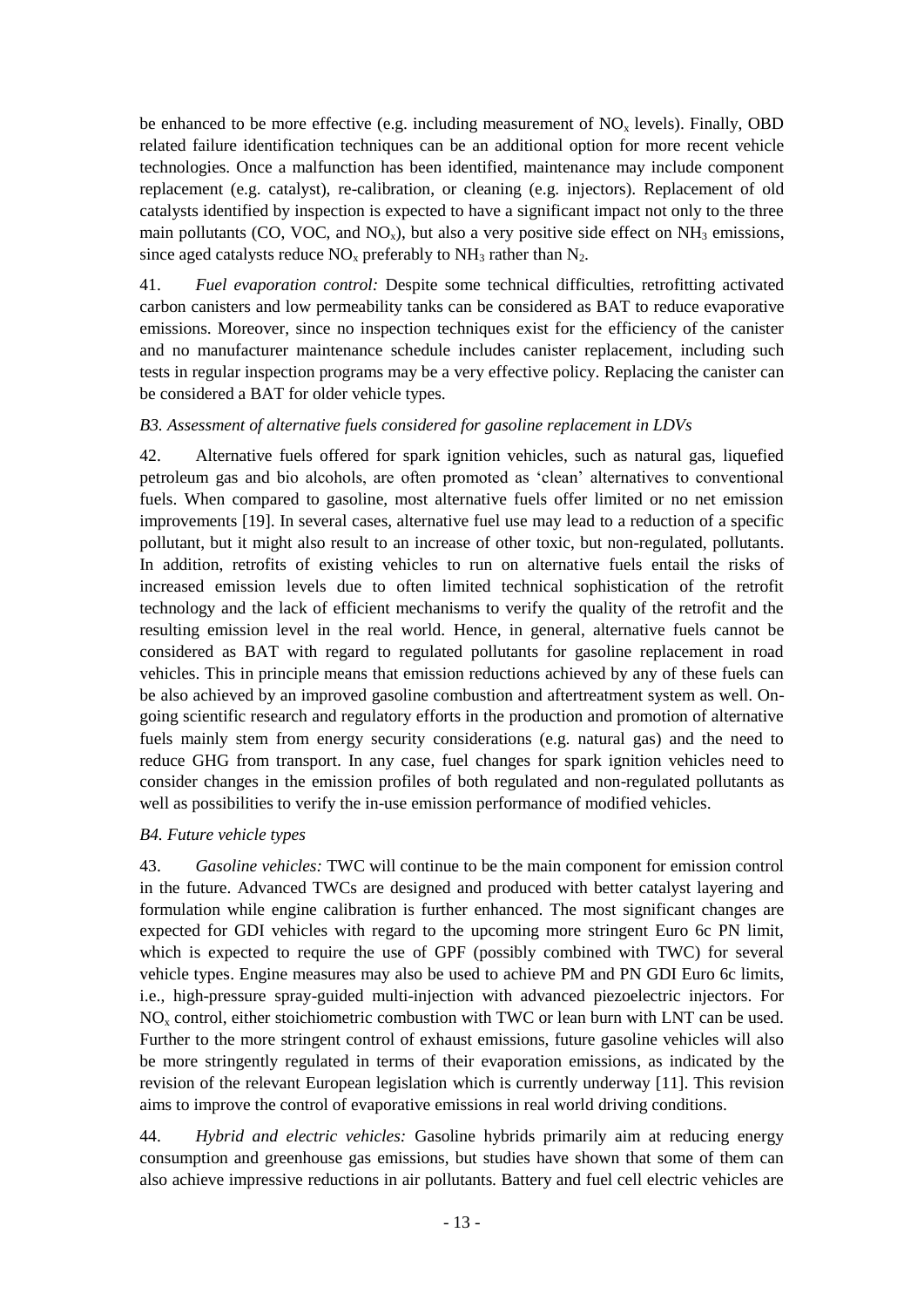be enhanced to be more effective (e.g. including measurement of $NO_x$ levels). Finally, OBD related failure identification techniques can be an additional option for more recent vehicle technologies. Once a malfunction has been identified, maintenance may include component replacement (e.g. catalyst), re-calibration, or cleaning (e.g. injectors). Replacement of old catalysts identified by inspection is expected to have a significant impact not only to the three main pollutants (CO, VOC, and $NO_x$), but also a very positive side effect on $NH_3$ emissions, since aged catalysts reduce $NO_x$ preferably to $NH_3$ rather than $N_2$.

41. *Fuel evaporation control:* Despite some technical difficulties, retrofitting activated carbon canisters and low permeability tanks can be considered as BAT to reduce evaporative emissions. Moreover, since no inspection techniques exist for the efficiency of the canister and no manufacturer maintenance schedule includes canister replacement, including such tests in regular inspection programs may be a very effective policy. Replacing the canister can be considered a BAT for older vehicle types.

*B3. Assessment of alternative fuels considered for gasoline replacement in LDVs*

42. Alternative fuels offered for spark ignition vehicles, such as natural gas, liquefied petroleum gas and bio alcohols, are often promoted as 'clean' alternatives to conventional fuels. When compared to gasoline, most alternative fuels offer limited or no net emission improvements [19]. In several cases, alternative fuel use may lead to a reduction of a specific pollutant, but it might also result to an increase of other toxic, but non-regulated, pollutants. In addition, retrofits of existing vehicles to run on alternative fuels entail the risks of increased emission levels due to often limited technical sophistication of the retrofit technology and the lack of efficient mechanisms to verify the quality of the retrofit and the resulting emission level in the real world. Hence, in general, alternative fuels cannot be considered as BAT with regard to regulated pollutants for gasoline replacement in road vehicles. This in principle means that emission reductions achieved by any of these fuels can be also achieved by an improved gasoline combustion and aftertreatment system as well. On-going scientific research and regulatory efforts in the production and promotion of alternative fuels mainly stem from energy security considerations (e.g. natural gas) and the need to reduce GHG from transport. In any case, fuel changes for spark ignition vehicles need to consider changes in the emission profiles of both regulated and non-regulated pollutants as well as possibilities to verify the in-use emission performance of modified vehicles.

*B4. Future vehicle types*

43. *Gasoline vehicles:* TWC will continue to be the main component for emission control in the future. Advanced TWCs are designed and produced with better catalyst layering and formulation while engine calibration is further enhanced. The most significant changes are expected for GDI vehicles with regard to the upcoming more stringent Euro 6c PN limit, which is expected to require the use of GPF (possibly combined with TWC) for several vehicle types. Engine measures may also be used to achieve PM and PN GDI Euro 6c limits, i.e., high-pressure spray-guided multi-injection with advanced piezoelectric injectors. For $NO_x$ control, either stoichiometric combustion with TWC or lean burn with LNT can be used. Further to the more stringent control of exhaust emissions, future gasoline vehicles will also be more stringently regulated in terms of their evaporation emissions, as indicated by the revision of the relevant European legislation which is currently underway [11]. This revision aims to improve the control of evaporative emissions in real world driving conditions.

44. *Hybrid and electric vehicles:* Gasoline hybrids primarily aim at reducing energy consumption and greenhouse gas emissions, but studies have shown that some of them can also achieve impressive reductions in air pollutants. Battery and fuel cell electric vehicles are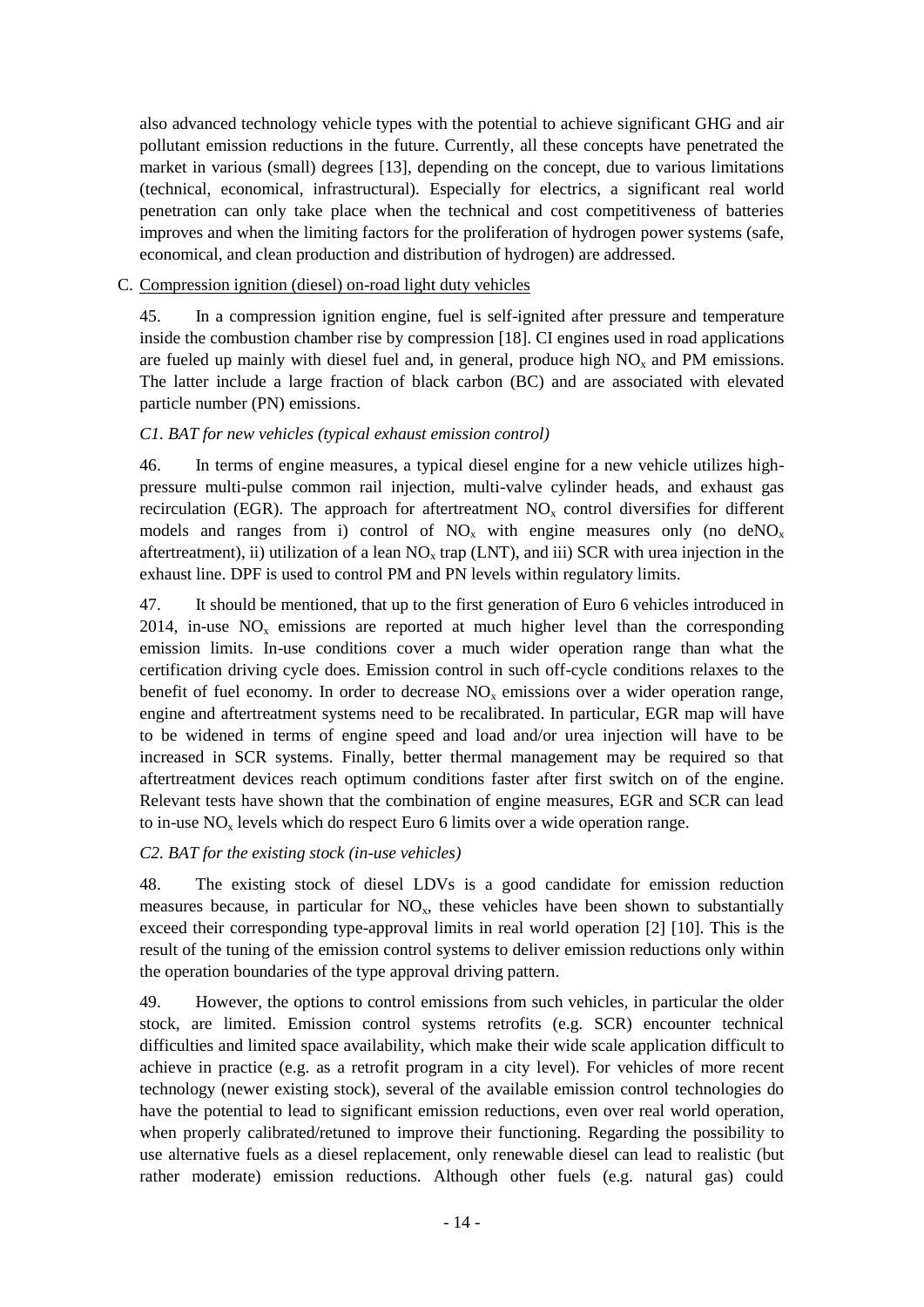also advanced technology vehicle types with the potential to achieve significant GHG and air pollutant emission reductions in the future. Currently, all these concepts have penetrated the market in various (small) degrees [13], depending on the concept, due to various limitations (technical, economical, infrastructural). Especially for electrics, a significant real world penetration can only take place when the technical and cost competitiveness of batteries improves and when the limiting factors for the proliferation of hydrogen power systems (safe, economical, and clean production and distribution of hydrogen) are addressed.

C. Compression ignition (diesel) on-road light duty vehicles

45. In a compression ignition engine, fuel is self-ignited after pressure and temperature inside the combustion chamber rise by compression [18]. CI engines used in road applications are fueled up mainly with diesel fuel and, in general, produce high $NO_x$ and PM emissions. The latter include a large fraction of black carbon (BC) and are associated with elevated particle number (PN) emissions.

*C1. BAT for new vehicles (typical exhaust emission control)*

46. In terms of engine measures, a typical diesel engine for a new vehicle utilizes high-pressure multi-pulse common rail injection, multi-valve cylinder heads, and exhaust gas recirculation (EGR). The approach for aftertreatment $NO_x$ control diversifies for different models and ranges from i) control of $NO_x$ with engine measures only (no de$NO_x$ aftertreatment), ii) utilization of a lean $NO_x$ trap (LNT), and iii) SCR with urea injection in the exhaust line. DPF is used to control PM and PN levels within regulatory limits.

47. It should be mentioned, that up to the first generation of Euro 6 vehicles introduced in 2014, in-use $NO_x$ emissions are reported at much higher level than the corresponding emission limits. In-use conditions cover a much wider operation range than what the certification driving cycle does. Emission control in such off-cycle conditions relaxes to the benefit of fuel economy. In order to decrease $NO_x$ emissions over a wider operation range, engine and aftertreatment systems need to be recalibrated. In particular, EGR map will have to be widened in terms of engine speed and load and/or urea injection will have to be increased in SCR systems. Finally, better thermal management may be required so that aftertreatment devices reach optimum conditions faster after first switch on of the engine. Relevant tests have shown that the combination of engine measures, EGR and SCR can lead to in-use $NO_x$ levels which do respect Euro 6 limits over a wide operation range.

*C2. BAT for the existing stock (in-use vehicles)*

48. The existing stock of diesel LDVs is a good candidate for emission reduction measures because, in particular for $NO_x$, these vehicles have been shown to substantially exceed their corresponding type-approval limits in real world operation [2] [10]. This is the result of the tuning of the emission control systems to deliver emission reductions only within the operation boundaries of the type approval driving pattern.

49. However, the options to control emissions from such vehicles, in particular the older stock, are limited. Emission control systems retrofits (e.g. SCR) encounter technical difficulties and limited space availability, which make their wide scale application difficult to achieve in practice (e.g. as a retrofit program in a city level). For vehicles of more recent technology (newer existing stock), several of the available emission control technologies do have the potential to lead to significant emission reductions, even over real world operation, when properly calibrated/retuned to improve their functioning. Regarding the possibility to use alternative fuels as a diesel replacement, only renewable diesel can lead to realistic (but rather moderate) emission reductions. Although other fuels (e.g. natural gas) could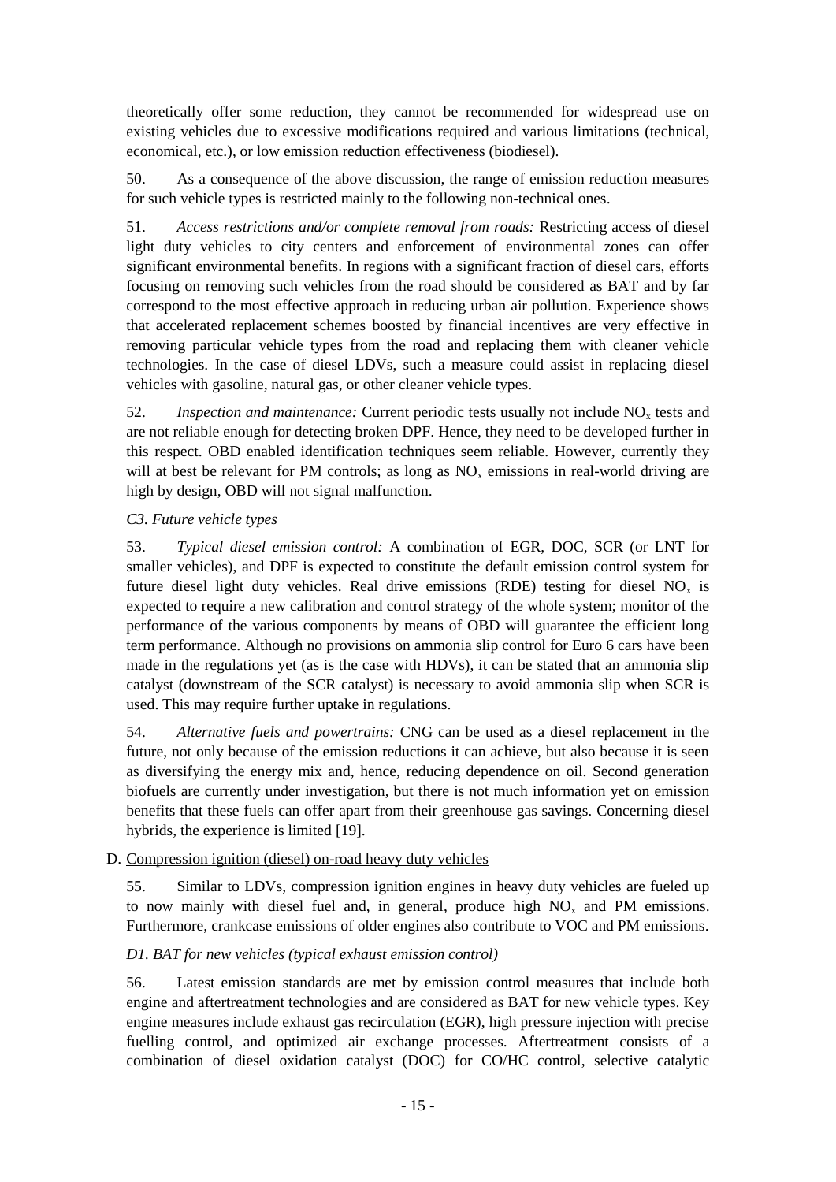theoretically offer some reduction, they cannot be recommended for widespread use on existing vehicles due to excessive modifications required and various limitations (technical, economical, etc.), or low emission reduction effectiveness (biodiesel).

50. As a consequence of the above discussion, the range of emission reduction measures for such vehicle types is restricted mainly to the following non-technical ones.

51. *Access restrictions and/or complete removal from roads:* Restricting access of diesel light duty vehicles to city centers and enforcement of environmental zones can offer significant environmental benefits. In regions with a significant fraction of diesel cars, efforts focusing on removing such vehicles from the road should be considered as BAT and by far correspond to the most effective approach in reducing urban air pollution. Experience shows that accelerated replacement schemes boosted by financial incentives are very effective in removing particular vehicle types from the road and replacing them with cleaner vehicle technologies. In the case of diesel LDVs, such a measure could assist in replacing diesel vehicles with gasoline, natural gas, or other cleaner vehicle types.

52. *Inspection and maintenance:* Current periodic tests usually not include $NO_x$ tests and are not reliable enough for detecting broken DPF. Hence, they need to be developed further in this respect. OBD enabled identification techniques seem reliable. However, currently they will at best be relevant for PM controls; as long as $NO_x$ emissions in real-world driving are high by design, OBD will not signal malfunction.

*C3. Future vehicle types*

53. *Typical diesel emission control:* A combination of EGR, DOC, SCR (or LNT for smaller vehicles), and DPF is expected to constitute the default emission control system for future diesel light duty vehicles. Real drive emissions (RDE) testing for diesel $NO_x$ is expected to require a new calibration and control strategy of the whole system; monitor of the performance of the various components by means of OBD will guarantee the efficient long term performance. Although no provisions on ammonia slip control for Euro 6 cars have been made in the regulations yet (as is the case with HDVs), it can be stated that an ammonia slip catalyst (downstream of the SCR catalyst) is necessary to avoid ammonia slip when SCR is used. This may require further uptake in regulations.

54. *Alternative fuels and powertrains:* CNG can be used as a diesel replacement in the future, not only because of the emission reductions it can achieve, but also because it is seen as diversifying the energy mix and, hence, reducing dependence on oil. Second generation biofuels are currently under investigation, but there is not much information yet on emission benefits that these fuels can offer apart from their greenhouse gas savings. Concerning diesel hybrids, the experience is limited [19].

D. Compression ignition (diesel) on-road heavy duty vehicles

55. Similar to LDVs, compression ignition engines in heavy duty vehicles are fueled up to now mainly with diesel fuel and, in general, produce high $NO_x$ and PM emissions. Furthermore, crankcase emissions of older engines also contribute to VOC and PM emissions.

*D1. BAT for new vehicles (typical exhaust emission control)*

56. Latest emission standards are met by emission control measures that include both engine and aftertreatment technologies and are considered as BAT for new vehicle types. Key engine measures include exhaust gas recirculation (EGR), high pressure injection with precise fuelling control, and optimized air exchange processes. Aftertreatment consists of a combination of diesel oxidation catalyst (DOC) for CO/HC control, selective catalytic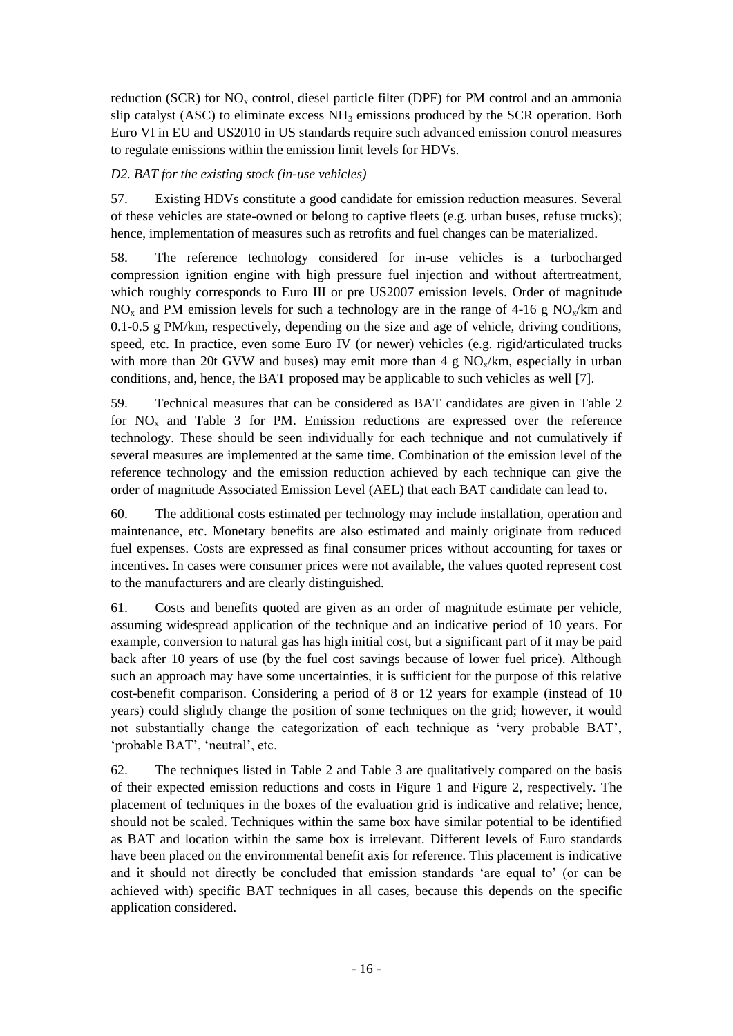reduction (SCR) for $NO_x$ control, diesel particle filter (DPF) for PM control and an ammonia slip catalyst (ASC) to eliminate excess $NH_3$ emissions produced by the SCR operation. Both Euro VI in EU and US2010 in US standards require such advanced emission control measures to regulate emissions within the emission limit levels for HDVs.

*D2. BAT for the existing stock (in-use vehicles)*

57. Existing HDVs constitute a good candidate for emission reduction measures. Several of these vehicles are state-owned or belong to captive fleets (e.g. urban buses, refuse trucks); hence, implementation of measures such as retrofits and fuel changes can be materialized.

58. The reference technology considered for in-use vehicles is a turbocharged compression ignition engine with high pressure fuel injection and without aftertreatment, which roughly corresponds to Euro III or pre US2007 emission levels. Order of magnitude $NO_x$ and PM emission levels for such a technology are in the range of 4-16 g $NO_x$/km and 0.1-0.5 g PM/km, respectively, depending on the size and age of vehicle, driving conditions, speed, etc. In practice, even some Euro IV (or newer) vehicles (e.g. rigid/articulated trucks with more than 20t GVW and buses) may emit more than 4 g $NO_x$/km, especially in urban conditions, and, hence, the BAT proposed may be applicable to such vehicles as well [7].

59. Technical measures that can be considered as BAT candidates are given in Table 2 for $NO_x$ and Table 3 for PM. Emission reductions are expressed over the reference technology. These should be seen individually for each technique and not cumulatively if several measures are implemented at the same time. Combination of the emission level of the reference technology and the emission reduction achieved by each technique can give the order of magnitude Associated Emission Level (AEL) that each BAT candidate can lead to.

60. The additional costs estimated per technology may include installation, operation and maintenance, etc. Monetary benefits are also estimated and mainly originate from reduced fuel expenses. Costs are expressed as final consumer prices without accounting for taxes or incentives. In cases were consumer prices were not available, the values quoted represent cost to the manufacturers and are clearly distinguished.

61. Costs and benefits quoted are given as an order of magnitude estimate per vehicle, assuming widespread application of the technique and an indicative period of 10 years. For example, conversion to natural gas has high initial cost, but a significant part of it may be paid back after 10 years of use (by the fuel cost savings because of lower fuel price). Although such an approach may have some uncertainties, it is sufficient for the purpose of this relative cost-benefit comparison. Considering a period of 8 or 12 years for example (instead of 10 years) could slightly change the position of some techniques on the grid; however, it would not substantially change the categorization of each technique as 'very probable BAT', 'probable BAT', 'neutral', etc.

62. The techniques listed in Table 2 and Table 3 are qualitatively compared on the basis of their expected emission reductions and costs in Figure 1 and Figure 2, respectively. The placement of techniques in the boxes of the evaluation grid is indicative and relative; hence, should not be scaled. Techniques within the same box have similar potential to be identified as BAT and location within the same box is irrelevant. Different levels of Euro standards have been placed on the environmental benefit axis for reference. This placement is indicative and it should not directly be concluded that emission standards 'are equal to' (or can be achieved with) specific BAT techniques in all cases, because this depends on the specific application considered.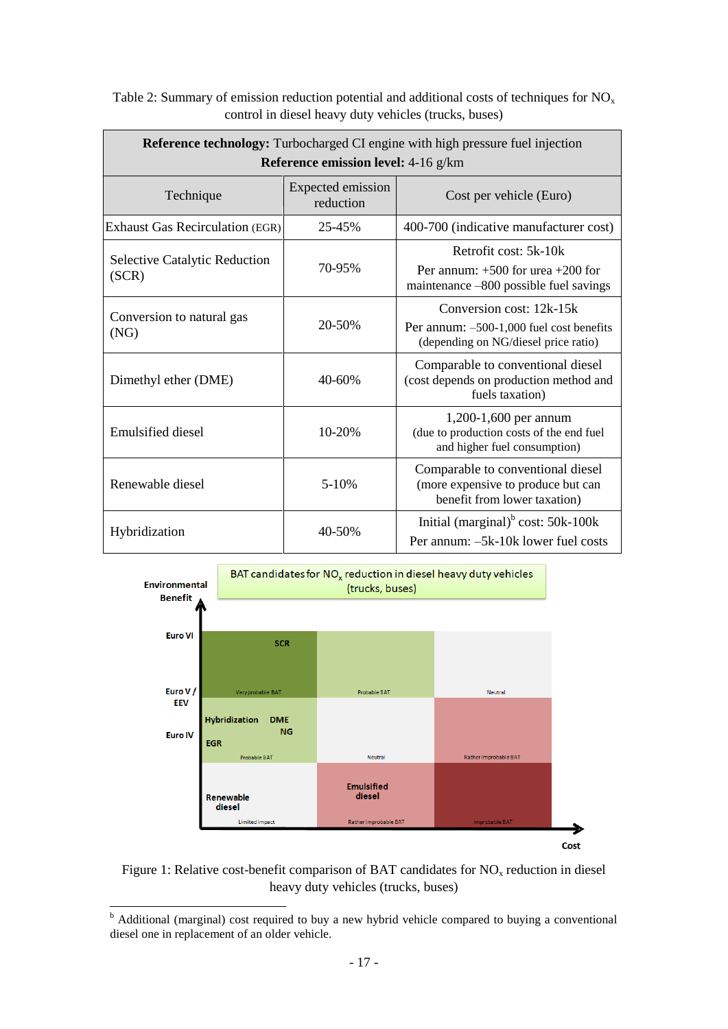Table 2: Summary of emission reduction potential and additional costs of techniques for $NO_x$ control in diesel heavy duty vehicles (trucks, buses)

| **Reference technology:** Turbocharged CI engine with high pressure fuel injection<br>**Reference emission level:** 4-16 g/km | | |
|---|---|---|
| Technique | Expected emission reduction | Cost per vehicle (Euro) |
| Exhaust Gas Recirculation (EGR) | 25-45% | 400-700 (indicative manufacturer cost) |
| Selective Catalytic Reduction (SCR) | 70-95% | Retrofit cost: 5k-10k<br>Per annum: +500 for urea +200 for maintenance –800 possible fuel savings |
| Conversion to natural gas (NG) | 20-50% | Conversion cost: 12k-15k<br>Per annum: –500-1,000 fuel cost benefits (depending on NG/diesel price ratio) |
| Dimethyl ether (DME) | 40-60% | Comparable to conventional diesel (cost depends on production method and fuels taxation) |
| Emulsified diesel | 10-20% | 1,200-1,600 per annum (due to production costs of the end fuel and higher fuel consumption) |
| Renewable diesel | 5-10% | Comparable to conventional diesel (more expensive to produce but can benefit from lower taxation) |
| Hybridization | 40-50% | Initial (marginal)[b] cost: 50k-100k<br>Per annum: –5k-10k lower fuel costs |

Figure 1: Relative cost-benefit comparison of BAT candidates for $NO_x$ reduction in diesel heavy duty vehicles (trucks, buses)

[b] Additional (marginal) cost required to buy a new hybrid vehicle compared to buying a conventional diesel one in replacement of an older vehicle.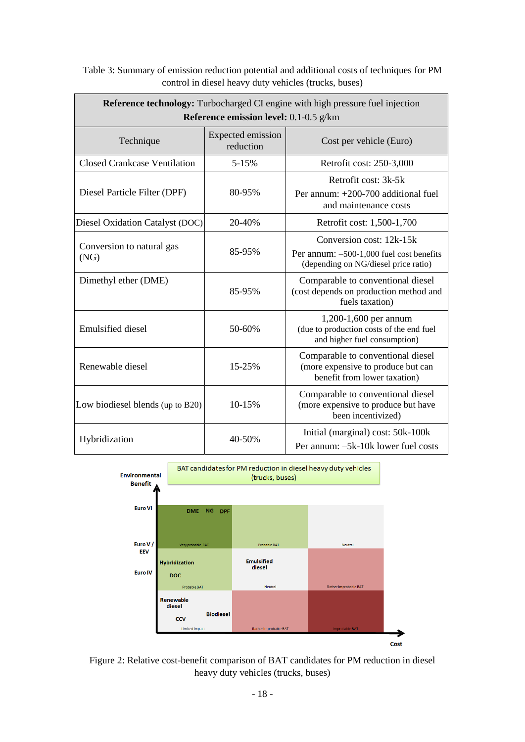Table 3: Summary of emission reduction potential and additional costs of techniques for PM control in diesel heavy duty vehicles (trucks, buses)

| **Reference technology:** Turbocharged CI engine with high pressure fuel injection<br>**Reference emission level:** 0.1-0.5 g/km | | |
|---|---|---|
| Technique | Expected emission reduction | Cost per vehicle (Euro) |
| Closed Crankcase Ventilation | 5-15% | Retrofit cost: 250-3,000 |
| Diesel Particle Filter (DPF) | 80-95% | Retrofit cost: 3k-5k<br>Per annum: +200-700 additional fuel and maintenance costs |
| Diesel Oxidation Catalyst (DOC) | 20-40% | Retrofit cost: 1,500-1,700 |
| Conversion to natural gas (NG) | 85-95% | Conversion cost: 12k-15k<br>Per annum: –500-1,000 fuel cost benefits (depending on NG/diesel price ratio) |
| Dimethyl ether (DME) | 85-95% | Comparable to conventional diesel (cost depends on production method and fuels taxation) |
| Emulsified diesel | 50-60% | 1,200-1,600 per annum (due to production costs of the end fuel and higher fuel consumption) |
| Renewable diesel | 15-25% | Comparable to conventional diesel (more expensive to produce but can benefit from lower taxation) |
| Low biodiesel blends (up to B20) | 10-15% | Comparable to conventional diesel (more expensive to produce but have been incentivized) |
| Hybridization | 40-50% | Initial (marginal) cost: 50k-100k<br>Per annum: –5k-10k lower fuel costs |

Figure 2: Relative cost-benefit comparison of BAT candidates for PM reduction in diesel heavy duty vehicles (trucks, buses)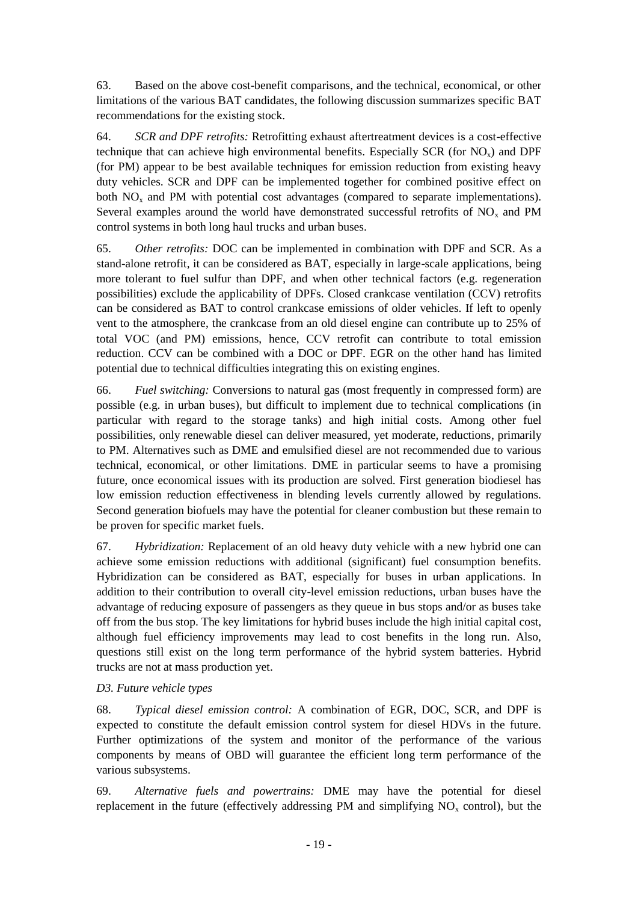63. Based on the above cost-benefit comparisons, and the technical, economical, or other limitations of the various BAT candidates, the following discussion summarizes specific BAT recommendations for the existing stock.

64. *SCR and DPF retrofits:* Retrofitting exhaust aftertreatment devices is a cost-effective technique that can achieve high environmental benefits. Especially SCR (for $NO_x$) and DPF (for PM) appear to be best available techniques for emission reduction from existing heavy duty vehicles. SCR and DPF can be implemented together for combined positive effect on both $NO_x$ and PM with potential cost advantages (compared to separate implementations). Several examples around the world have demonstrated successful retrofits of $NO_x$ and PM control systems in both long haul trucks and urban buses.

65. *Other retrofits:* DOC can be implemented in combination with DPF and SCR. As a stand-alone retrofit, it can be considered as BAT, especially in large-scale applications, being more tolerant to fuel sulfur than DPF, and when other technical factors (e.g. regeneration possibilities) exclude the applicability of DPFs. Closed crankcase ventilation (CCV) retrofits can be considered as BAT to control crankcase emissions of older vehicles. If left to openly vent to the atmosphere, the crankcase from an old diesel engine can contribute up to 25% of total VOC (and PM) emissions, hence, CCV retrofit can contribute to total emission reduction. CCV can be combined with a DOC or DPF. EGR on the other hand has limited potential due to technical difficulties integrating this on existing engines.

66. *Fuel switching:* Conversions to natural gas (most frequently in compressed form) are possible (e.g. in urban buses), but difficult to implement due to technical complications (in particular with regard to the storage tanks) and high initial costs. Among other fuel possibilities, only renewable diesel can deliver measured, yet moderate, reductions, primarily to PM. Alternatives such as DME and emulsified diesel are not recommended due to various technical, economical, or other limitations. DME in particular seems to have a promising future, once economical issues with its production are solved. First generation biodiesel has low emission reduction effectiveness in blending levels currently allowed by regulations. Second generation biofuels may have the potential for cleaner combustion but these remain to be proven for specific market fuels.

67. *Hybridization:* Replacement of an old heavy duty vehicle with a new hybrid one can achieve some emission reductions with additional (significant) fuel consumption benefits. Hybridization can be considered as BAT, especially for buses in urban applications. In addition to their contribution to overall city-level emission reductions, urban buses have the advantage of reducing exposure of passengers as they queue in bus stops and/or as buses take off from the bus stop. The key limitations for hybrid buses include the high initial capital cost, although fuel efficiency improvements may lead to cost benefits in the long run. Also, questions still exist on the long term performance of the hybrid system batteries. Hybrid trucks are not at mass production yet.

### *D3. Future vehicle types*

68. *Typical diesel emission control:* A combination of EGR, DOC, SCR, and DPF is expected to constitute the default emission control system for diesel HDVs in the future. Further optimizations of the system and monitor of the performance of the various components by means of OBD will guarantee the efficient long term performance of the various subsystems.

69. *Alternative fuels and powertrains:* DME may have the potential for diesel replacement in the future (effectively addressing PM and simplifying $NO_x$ control), but the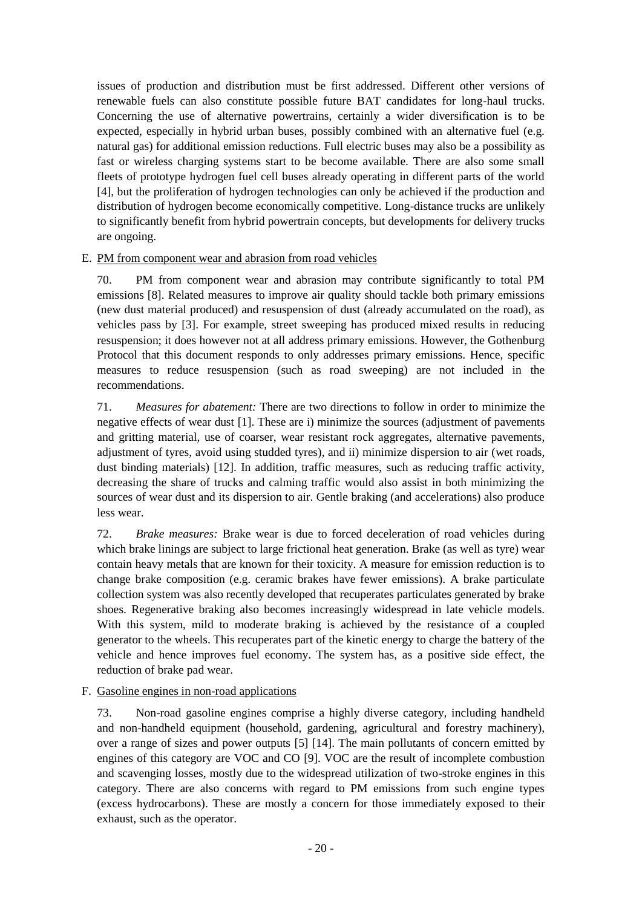issues of production and distribution must be first addressed. Different other versions of renewable fuels can also constitute possible future BAT candidates for long-haul trucks. Concerning the use of alternative powertrains, certainly a wider diversification is to be expected, especially in hybrid urban buses, possibly combined with an alternative fuel (e.g. natural gas) for additional emission reductions. Full electric buses may also be a possibility as fast or wireless charging systems start to be become available. There are also some small fleets of prototype hydrogen fuel cell buses already operating in different parts of the world [4], but the proliferation of hydrogen technologies can only be achieved if the production and distribution of hydrogen become economically competitive. Long-distance trucks are unlikely to significantly benefit from hybrid powertrain concepts, but developments for delivery trucks are ongoing.

E. PM from component wear and abrasion from road vehicles

70. PM from component wear and abrasion may contribute significantly to total PM emissions [8]. Related measures to improve air quality should tackle both primary emissions (new dust material produced) and resuspension of dust (already accumulated on the road), as vehicles pass by [3]. For example, street sweeping has produced mixed results in reducing resuspension; it does however not at all address primary emissions. However, the Gothenburg Protocol that this document responds to only addresses primary emissions. Hence, specific measures to reduce resuspension (such as road sweeping) are not included in the recommendations.

71. *Measures for abatement:* There are two directions to follow in order to minimize the negative effects of wear dust [1]. These are i) minimize the sources (adjustment of pavements and gritting material, use of coarser, wear resistant rock aggregates, alternative pavements, adjustment of tyres, avoid using studded tyres), and ii) minimize dispersion to air (wet roads, dust binding materials) [12]. In addition, traffic measures, such as reducing traffic activity, decreasing the share of trucks and calming traffic would also assist in both minimizing the sources of wear dust and its dispersion to air. Gentle braking (and accelerations) also produce less wear.

72. *Brake measures:* Brake wear is due to forced deceleration of road vehicles during which brake linings are subject to large frictional heat generation. Brake (as well as tyre) wear contain heavy metals that are known for their toxicity. A measure for emission reduction is to change brake composition (e.g. ceramic brakes have fewer emissions). A brake particulate collection system was also recently developed that recuperates particulates generated by brake shoes. Regenerative braking also becomes increasingly widespread in late vehicle models. With this system, mild to moderate braking is achieved by the resistance of a coupled generator to the wheels. This recuperates part of the kinetic energy to charge the battery of the vehicle and hence improves fuel economy. The system has, as a positive side effect, the reduction of brake pad wear.

F. Gasoline engines in non-road applications

73. Non-road gasoline engines comprise a highly diverse category, including handheld and non-handheld equipment (household, gardening, agricultural and forestry machinery), over a range of sizes and power outputs [5] [14]. The main pollutants of concern emitted by engines of this category are VOC and CO [9]. VOC are the result of incomplete combustion and scavenging losses, mostly due to the widespread utilization of two-stroke engines in this category. There are also concerns with regard to PM emissions from such engine types (excess hydrocarbons). These are mostly a concern for those immediately exposed to their exhaust, such as the operator.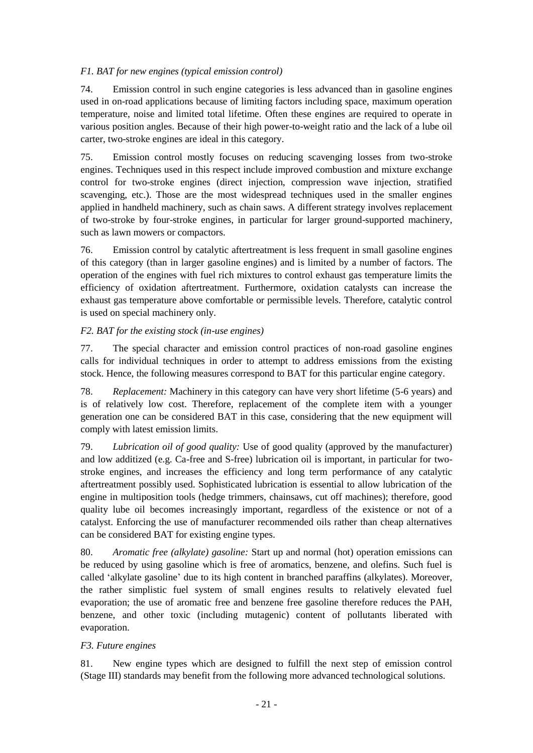*F1. BAT for new engines (typical emission control)*

74. Emission control in such engine categories is less advanced than in gasoline engines used in on-road applications because of limiting factors including space, maximum operation temperature, noise and limited total lifetime. Often these engines are required to operate in various position angles. Because of their high power-to-weight ratio and the lack of a lube oil carter, two-stroke engines are ideal in this category.

75. Emission control mostly focuses on reducing scavenging losses from two-stroke engines. Techniques used in this respect include improved combustion and mixture exchange control for two-stroke engines (direct injection, compression wave injection, stratified scavenging, etc.). Those are the most widespread techniques used in the smaller engines applied in handheld machinery, such as chain saws. A different strategy involves replacement of two-stroke by four-stroke engines, in particular for larger ground-supported machinery, such as lawn mowers or compactors.

76. Emission control by catalytic aftertreatment is less frequent in small gasoline engines of this category (than in larger gasoline engines) and is limited by a number of factors. The operation of the engines with fuel rich mixtures to control exhaust gas temperature limits the efficiency of oxidation aftertreatment. Furthermore, oxidation catalysts can increase the exhaust gas temperature above comfortable or permissible levels. Therefore, catalytic control is used on special machinery only.

*F2. BAT for the existing stock (in-use engines)*

77. The special character and emission control practices of non-road gasoline engines calls for individual techniques in order to attempt to address emissions from the existing stock. Hence, the following measures correspond to BAT for this particular engine category.

78. *Replacement:* Machinery in this category can have very short lifetime (5-6 years) and is of relatively low cost. Therefore, replacement of the complete item with a younger generation one can be considered BAT in this case, considering that the new equipment will comply with latest emission limits.

79. *Lubrication oil of good quality:* Use of good quality (approved by the manufacturer) and low additized (e.g. Ca-free and S-free) lubrication oil is important, in particular for two-stroke engines, and increases the efficiency and long term performance of any catalytic aftertreatment possibly used. Sophisticated lubrication is essential to allow lubrication of the engine in multiposition tools (hedge trimmers, chainsaws, cut off machines); therefore, good quality lube oil becomes increasingly important, regardless of the existence or not of a catalyst. Enforcing the use of manufacturer recommended oils rather than cheap alternatives can be considered BAT for existing engine types.

80. *Aromatic free (alkylate) gasoline:* Start up and normal (hot) operation emissions can be reduced by using gasoline which is free of aromatics, benzene, and olefins. Such fuel is called 'alkylate gasoline' due to its high content in branched paraffins (alkylates). Moreover, the rather simplistic fuel system of small engines results to relatively elevated fuel evaporation; the use of aromatic free and benzene free gasoline therefore reduces the PAH, benzene, and other toxic (including mutagenic) content of pollutants liberated with evaporation.

*F3. Future engines*

81. New engine types which are designed to fulfill the next step of emission control (Stage III) standards may benefit from the following more advanced technological solutions.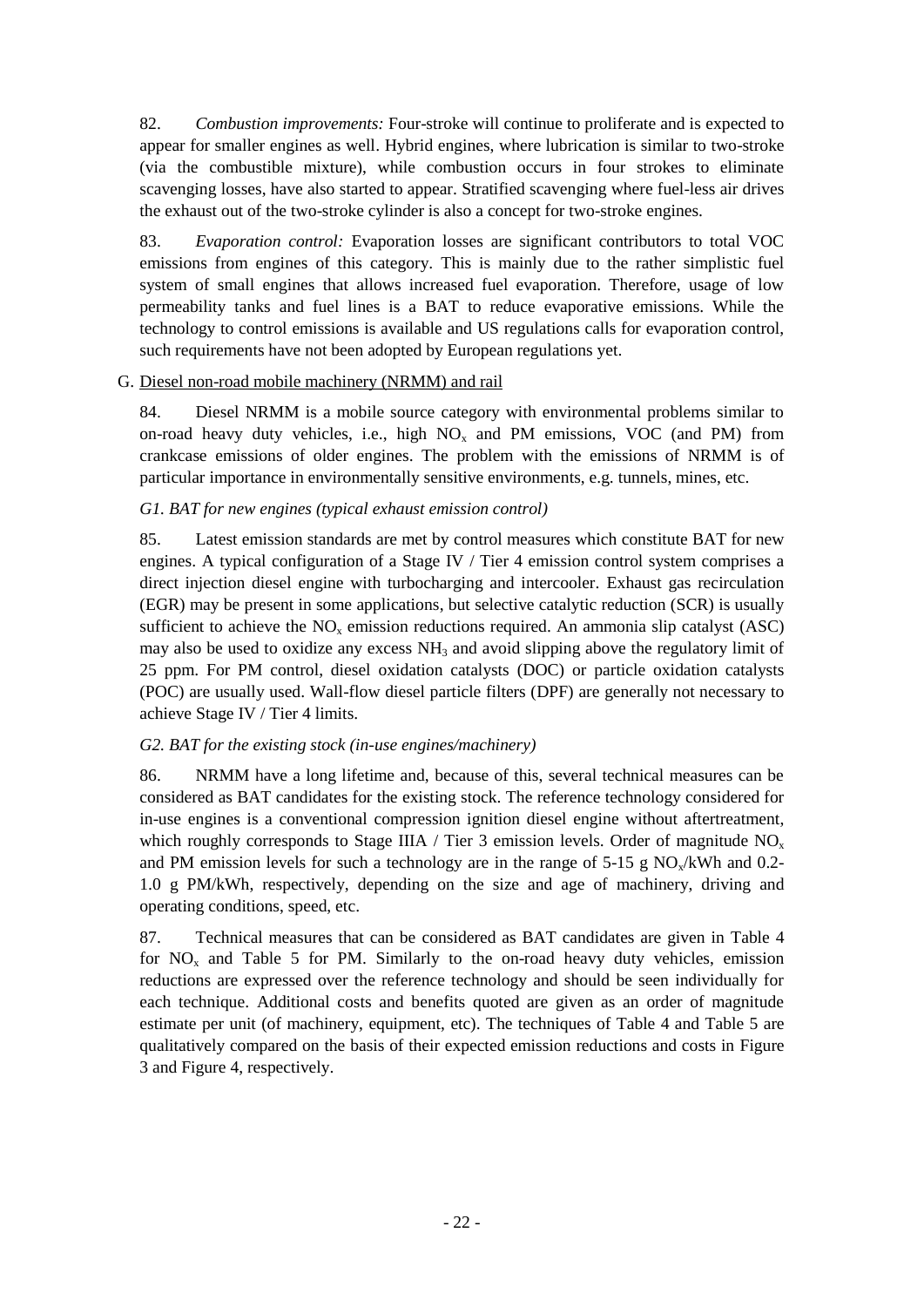82. *Combustion improvements:* Four-stroke will continue to proliferate and is expected to appear for smaller engines as well. Hybrid engines, where lubrication is similar to two-stroke (via the combustible mixture), while combustion occurs in four strokes to eliminate scavenging losses, have also started to appear. Stratified scavenging where fuel-less air drives the exhaust out of the two-stroke cylinder is also a concept for two-stroke engines.

83. *Evaporation control:* Evaporation losses are significant contributors to total VOC emissions from engines of this category. This is mainly due to the rather simplistic fuel system of small engines that allows increased fuel evaporation. Therefore, usage of low permeability tanks and fuel lines is a BAT to reduce evaporative emissions. While the technology to control emissions is available and US regulations calls for evaporation control, such requirements have not been adopted by European regulations yet.

## G. Diesel non-road mobile machinery (NRMM) and rail

84. Diesel NRMM is a mobile source category with environmental problems similar to on-road heavy duty vehicles, i.e., high $NO_x$ and PM emissions, VOC (and PM) from crankcase emissions of older engines. The problem with the emissions of NRMM is of particular importance in environmentally sensitive environments, e.g. tunnels, mines, etc.

### *G1. BAT for new engines (typical exhaust emission control)*

85. Latest emission standards are met by control measures which constitute BAT for new engines. A typical configuration of a Stage IV / Tier 4 emission control system comprises a direct injection diesel engine with turbocharging and intercooler. Exhaust gas recirculation (EGR) may be present in some applications, but selective catalytic reduction (SCR) is usually sufficient to achieve the $NO_x$ emission reductions required. An ammonia slip catalyst (ASC) may also be used to oxidize any excess $NH_3$ and avoid slipping above the regulatory limit of 25 ppm. For PM control, diesel oxidation catalysts (DOC) or particle oxidation catalysts (POC) are usually used. Wall-flow diesel particle filters (DPF) are generally not necessary to achieve Stage IV / Tier 4 limits.

### *G2. BAT for the existing stock (in-use engines/machinery)*

86. NRMM have a long lifetime and, because of this, several technical measures can be considered as BAT candidates for the existing stock. The reference technology considered for in-use engines is a conventional compression ignition diesel engine without aftertreatment, which roughly corresponds to Stage IIIA / Tier 3 emission levels. Order of magnitude $NO_x$ and PM emission levels for such a technology are in the range of 5-15 g $NO_x$/kWh and 0.2-1.0 g PM/kWh, respectively, depending on the size and age of machinery, driving and operating conditions, speed, etc.

87. Technical measures that can be considered as BAT candidates are given in Table 4 for $NO_x$ and Table 5 for PM. Similarly to the on-road heavy duty vehicles, emission reductions are expressed over the reference technology and should be seen individually for each technique. Additional costs and benefits quoted are given as an order of magnitude estimate per unit (of machinery, equipment, etc). The techniques of Table 4 and Table 5 are qualitatively compared on the basis of their expected emission reductions and costs in Figure 3 and Figure 4, respectively.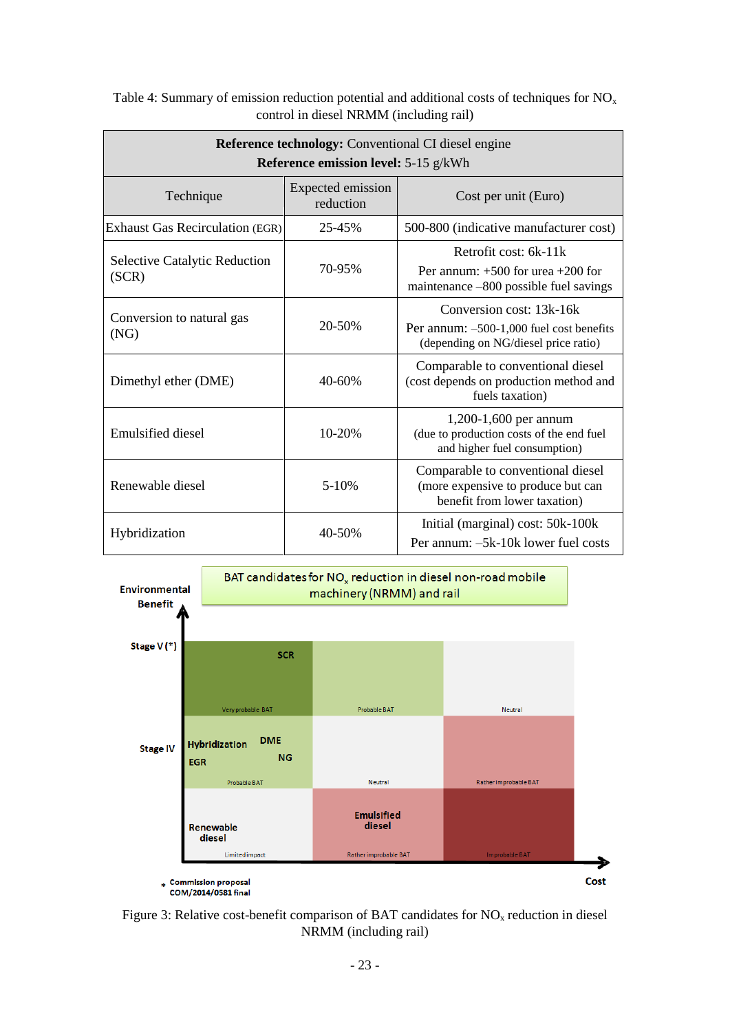Table 4: Summary of emission reduction potential and additional costs of techniques for $NO_x$ control in diesel NRMM (including rail)

| **Reference technology:** Conventional CI diesel engine<br>**Reference emission level:** 5-15 g/kWh | | |
|---|---|---|
| Technique | Expected emission reduction | Cost per unit (Euro) |
| Exhaust Gas Recirculation (EGR) | 25-45% | 500-800 (indicative manufacturer cost) |
| Selective Catalytic Reduction (SCR) | 70-95% | Retrofit cost: 6k-11k<br>Per annum: +500 for urea +200 for maintenance –800 possible fuel savings |
| Conversion to natural gas (NG) | 20-50% | Conversion cost: 13k-16k<br>Per annum: –500-1,000 fuel cost benefits (depending on NG/diesel price ratio) |
| Dimethyl ether (DME) | 40-60% | Comparable to conventional diesel (cost depends on production method and fuels taxation) |
| Emulsified diesel | 10-20% | 1,200-1,600 per annum (due to production costs of the end fuel and higher fuel consumption) |
| Renewable diesel | 5-10% | Comparable to conventional diesel (more expensive to produce but can benefit from lower taxation) |
| Hybridization | 40-50% | Initial (marginal) cost: 50k-100k<br>Per annum: –5k-10k lower fuel costs |

Figure 3: Relative cost-benefit comparison of BAT candidates for $NO_x$ reduction in diesel NRMM (including rail)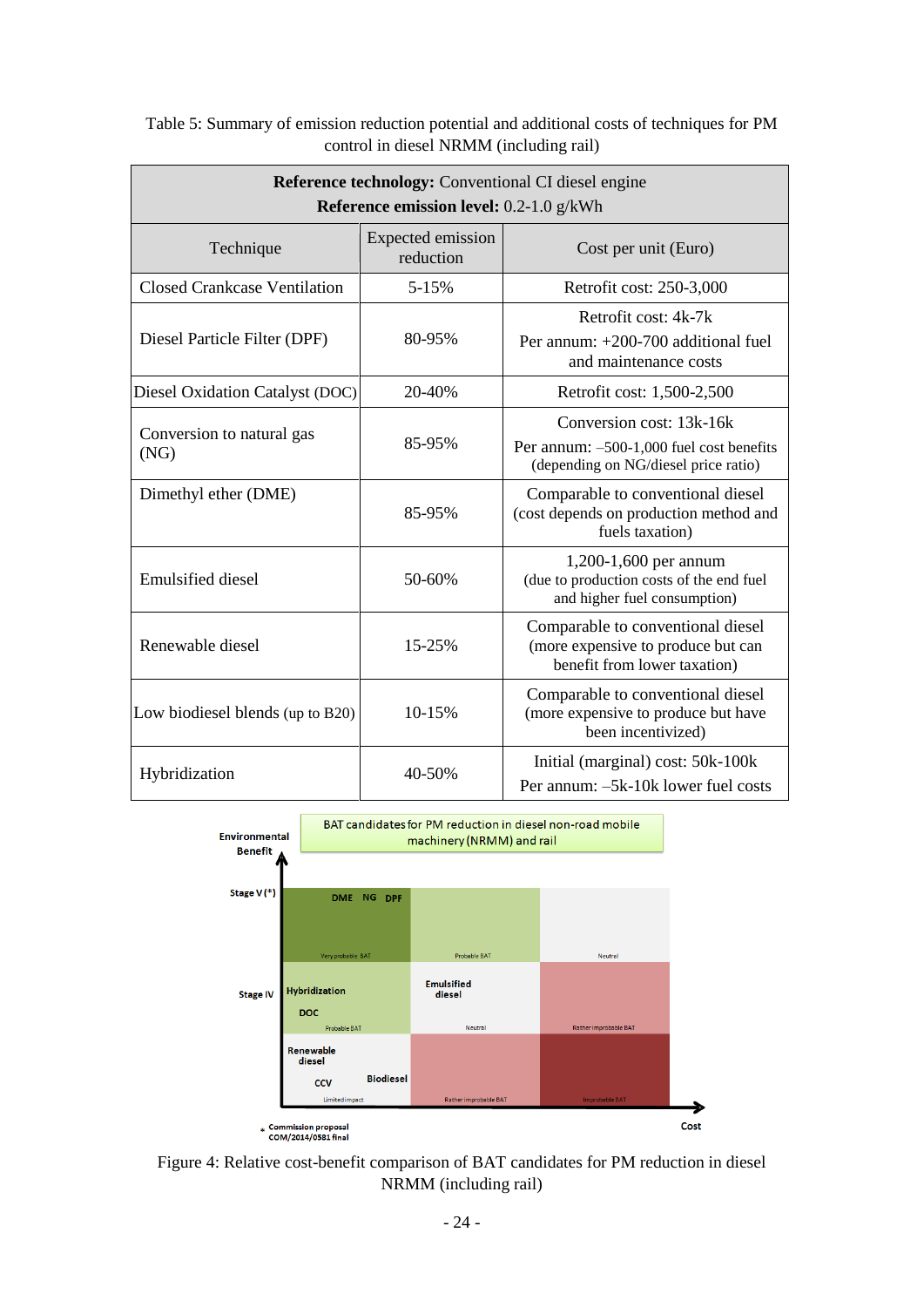Table 5: Summary of emission reduction potential and additional costs of techniques for PM control in diesel NRMM (including rail)

| **Reference technology:** Conventional CI diesel engine<br>**Reference emission level:** 0.2-1.0 g/kWh | | |
|---|---|---|
| Technique | Expected emission reduction | Cost per unit (Euro) |
| Closed Crankcase Ventilation | 5-15% | Retrofit cost: 250-3,000 |
| Diesel Particle Filter (DPF) | 80-95% | Retrofit cost: 4k-7k<br>Per annum: +200-700 additional fuel and maintenance costs |
| Diesel Oxidation Catalyst (DOC) | 20-40% | Retrofit cost: 1,500-2,500 |
| Conversion to natural gas (NG) | 85-95% | Conversion cost: 13k-16k<br>Per annum: –500-1,000 fuel cost benefits (depending on NG/diesel price ratio) |
| Dimethyl ether (DME) | 85-95% | Comparable to conventional diesel (cost depends on production method and fuels taxation) |
| Emulsified diesel | 50-60% | 1,200-1,600 per annum (due to production costs of the end fuel and higher fuel consumption) |
| Renewable diesel | 15-25% | Comparable to conventional diesel (more expensive to produce but can benefit from lower taxation) |
| Low biodiesel blends (up to B20) | 10-15% | Comparable to conventional diesel (more expensive to produce but have been incentivized) |
| Hybridization | 40-50% | Initial (marginal) cost: 50k-100k<br>Per annum: –5k-10k lower fuel costs |

Figure 4: Relative cost-benefit comparison of BAT candidates for PM reduction in diesel NRMM (including rail)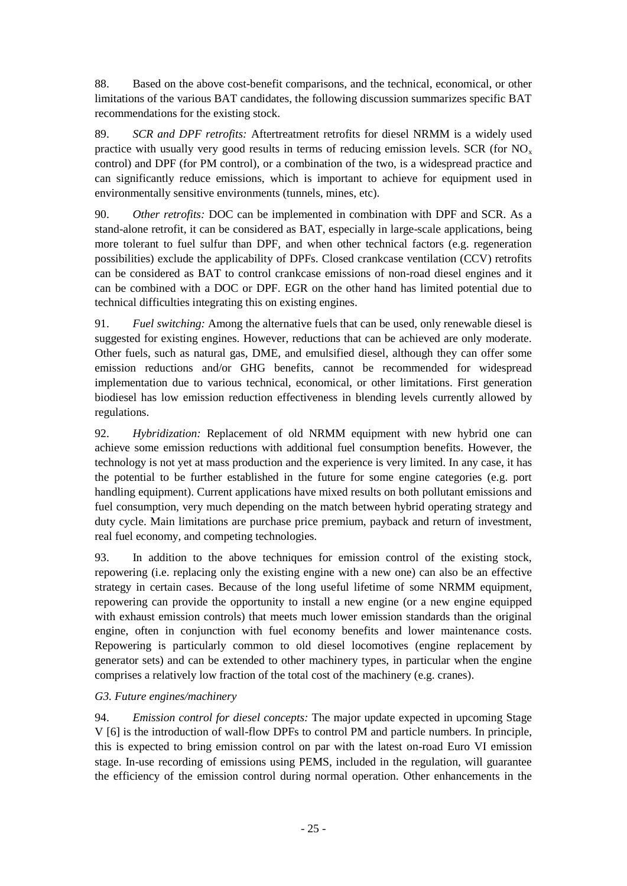88. Based on the above cost-benefit comparisons, and the technical, economical, or other limitations of the various BAT candidates, the following discussion summarizes specific BAT recommendations for the existing stock.

89. *SCR and DPF retrofits:* Aftertreatment retrofits for diesel NRMM is a widely used practice with usually very good results in terms of reducing emission levels. SCR (for $NO_x$ control) and DPF (for PM control), or a combination of the two, is a widespread practice and can significantly reduce emissions, which is important to achieve for equipment used in environmentally sensitive environments (tunnels, mines, etc).

90. *Other retrofits:* DOC can be implemented in combination with DPF and SCR. As a stand-alone retrofit, it can be considered as BAT, especially in large-scale applications, being more tolerant to fuel sulfur than DPF, and when other technical factors (e.g. regeneration possibilities) exclude the applicability of DPFs. Closed crankcase ventilation (CCV) retrofits can be considered as BAT to control crankcase emissions of non-road diesel engines and it can be combined with a DOC or DPF. EGR on the other hand has limited potential due to technical difficulties integrating this on existing engines.

91. *Fuel switching:* Among the alternative fuels that can be used, only renewable diesel is suggested for existing engines. However, reductions that can be achieved are only moderate. Other fuels, such as natural gas, DME, and emulsified diesel, although they can offer some emission reductions and/or GHG benefits, cannot be recommended for widespread implementation due to various technical, economical, or other limitations. First generation biodiesel has low emission reduction effectiveness in blending levels currently allowed by regulations.

92. *Hybridization:* Replacement of old NRMM equipment with new hybrid one can achieve some emission reductions with additional fuel consumption benefits. However, the technology is not yet at mass production and the experience is very limited. In any case, it has the potential to be further established in the future for some engine categories (e.g. port handling equipment). Current applications have mixed results on both pollutant emissions and fuel consumption, very much depending on the match between hybrid operating strategy and duty cycle. Main limitations are purchase price premium, payback and return of investment, real fuel economy, and competing technologies.

93. In addition to the above techniques for emission control of the existing stock, repowering (i.e. replacing only the existing engine with a new one) can also be an effective strategy in certain cases. Because of the long useful lifetime of some NRMM equipment, repowering can provide the opportunity to install a new engine (or a new engine equipped with exhaust emission controls) that meets much lower emission standards than the original engine, often in conjunction with fuel economy benefits and lower maintenance costs. Repowering is particularly common to old diesel locomotives (engine replacement by generator sets) and can be extended to other machinery types, in particular when the engine comprises a relatively low fraction of the total cost of the machinery (e.g. cranes).

*G3. Future engines/machinery*

94. *Emission control for diesel concepts:* The major update expected in upcoming Stage V [6] is the introduction of wall-flow DPFs to control PM and particle numbers. In principle, this is expected to bring emission control on par with the latest on-road Euro VI emission stage. In-use recording of emissions using PEMS, included in the regulation, will guarantee the efficiency of the emission control during normal operation. Other enhancements in the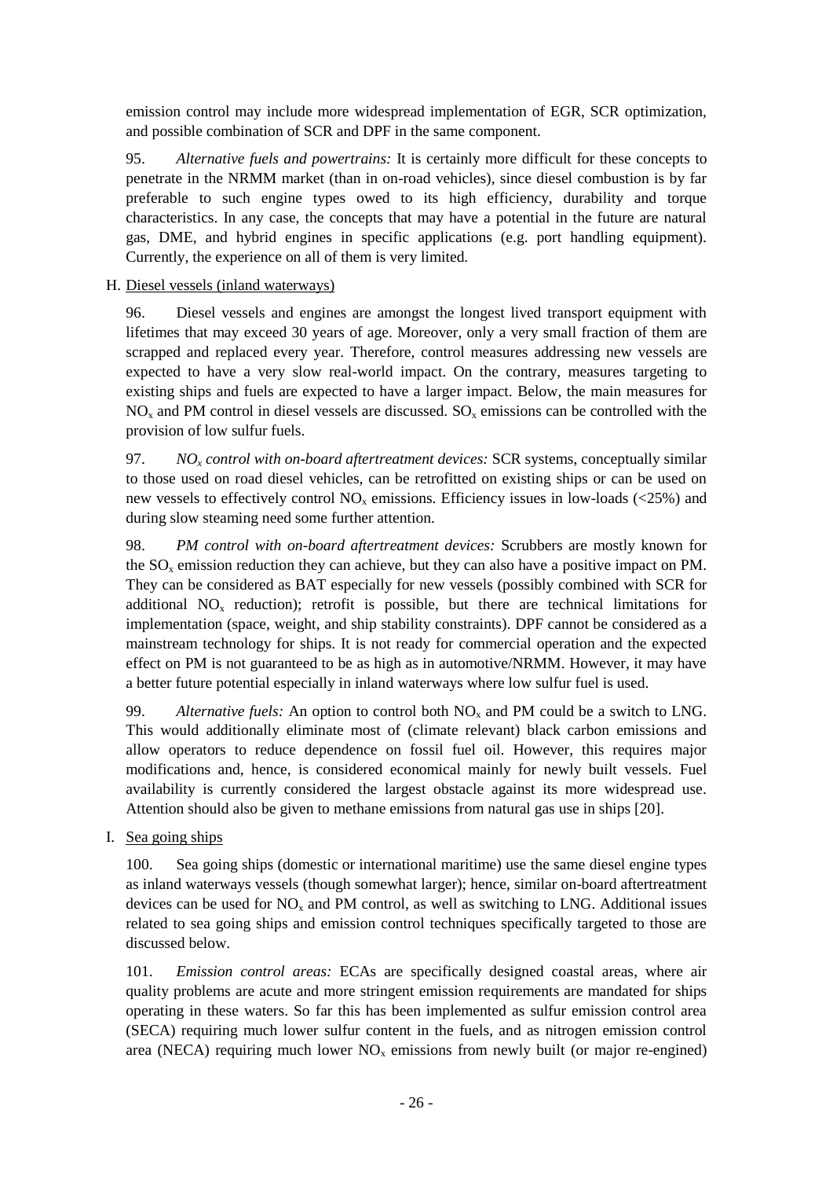emission control may include more widespread implementation of EGR, SCR optimization, and possible combination of SCR and DPF in the same component.

95. *Alternative fuels and powertrains:* It is certainly more difficult for these concepts to penetrate in the NRMM market (than in on-road vehicles), since diesel combustion is by far preferable to such engine types owed to its high efficiency, durability and torque characteristics. In any case, the concepts that may have a potential in the future are natural gas, DME, and hybrid engines in specific applications (e.g. port handling equipment). Currently, the experience on all of them is very limited.

H. Diesel vessels (inland waterways)

96. Diesel vessels and engines are amongst the longest lived transport equipment with lifetimes that may exceed 30 years of age. Moreover, only a very small fraction of them are scrapped and replaced every year. Therefore, control measures addressing new vessels are expected to have a very slow real-world impact. On the contrary, measures targeting to existing ships and fuels are expected to have a larger impact. Below, the main measures for $NO_x$ and PM control in diesel vessels are discussed. $SO_x$ emissions can be controlled with the provision of low sulfur fuels.

97. *$NO_x$ control with on-board aftertreatment devices:* SCR systems, conceptually similar to those used on road diesel vehicles, can be retrofitted on existing ships or can be used on new vessels to effectively control $NO_x$ emissions. Efficiency issues in low-loads (<25%) and during slow steaming need some further attention.

98. *PM control with on-board aftertreatment devices:* Scrubbers are mostly known for the $SO_x$ emission reduction they can achieve, but they can also have a positive impact on PM. They can be considered as BAT especially for new vessels (possibly combined with SCR for additional $NO_x$ reduction); retrofit is possible, but there are technical limitations for implementation (space, weight, and ship stability constraints). DPF cannot be considered as a mainstream technology for ships. It is not ready for commercial operation and the expected effect on PM is not guaranteed to be as high as in automotive/NRMM. However, it may have a better future potential especially in inland waterways where low sulfur fuel is used.

99. *Alternative fuels:* An option to control both $NO_x$ and PM could be a switch to LNG. This would additionally eliminate most of (climate relevant) black carbon emissions and allow operators to reduce dependence on fossil fuel oil. However, this requires major modifications and, hence, is considered economical mainly for newly built vessels. Fuel availability is currently considered the largest obstacle against its more widespread use. Attention should also be given to methane emissions from natural gas use in ships [20].

I. Sea going ships

100. Sea going ships (domestic or international maritime) use the same diesel engine types as inland waterways vessels (though somewhat larger); hence, similar on-board aftertreatment devices can be used for $NO_x$ and PM control, as well as switching to LNG. Additional issues related to sea going ships and emission control techniques specifically targeted to those are discussed below.

101. *Emission control areas:* ECAs are specifically designed coastal areas, where air quality problems are acute and more stringent emission requirements are mandated for ships operating in these waters. So far this has been implemented as sulfur emission control area (SECA) requiring much lower sulfur content in the fuels, and as nitrogen emission control area (NECA) requiring much lower $NO_x$ emissions from newly built (or major re-engined)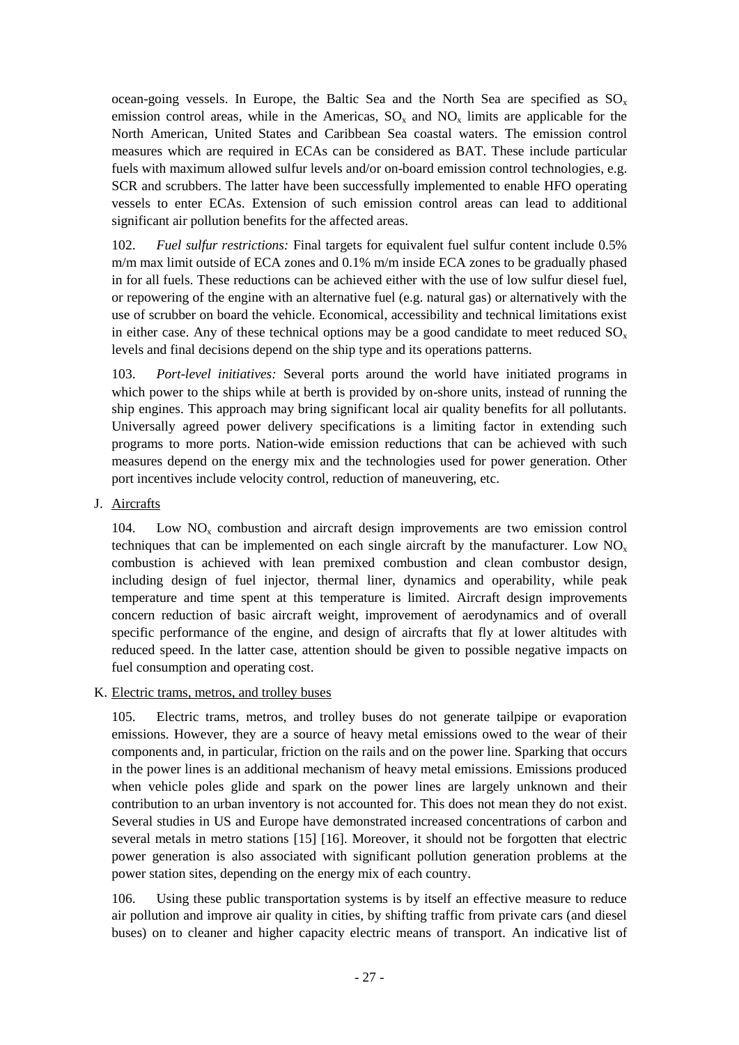ocean-going vessels. In Europe, the Baltic Sea and the North Sea are specified as $SO_x$ emission control areas, while in the Americas, $SO_x$ and $NO_x$ limits are applicable for the North American, United States and Caribbean Sea coastal waters. The emission control measures which are required in ECAs can be considered as BAT. These include particular fuels with maximum allowed sulfur levels and/or on-board emission control technologies, e.g. SCR and scrubbers. The latter have been successfully implemented to enable HFO operating vessels to enter ECAs. Extension of such emission control areas can lead to additional significant air pollution benefits for the affected areas.

102. *Fuel sulfur restrictions:* Final targets for equivalent fuel sulfur content include 0.5% m/m max limit outside of ECA zones and 0.1% m/m inside ECA zones to be gradually phased in for all fuels. These reductions can be achieved either with the use of low sulfur diesel fuel, or repowering of the engine with an alternative fuel (e.g. natural gas) or alternatively with the use of scrubber on board the vehicle. Economical, accessibility and technical limitations exist in either case. Any of these technical options may be a good candidate to meet reduced $SO_x$ levels and final decisions depend on the ship type and its operations patterns.

103. *Port-level initiatives:* Several ports around the world have initiated programs in which power to the ships while at berth is provided by on-shore units, instead of running the ship engines. This approach may bring significant local air quality benefits for all pollutants. Universally agreed power delivery specifications is a limiting factor in extending such programs to more ports. Nation-wide emission reductions that can be achieved with such measures depend on the energy mix and the technologies used for power generation. Other port incentives include velocity control, reduction of maneuvering, etc.

## J. Aircrafts

104. Low $NO_x$ combustion and aircraft design improvements are two emission control techniques that can be implemented on each single aircraft by the manufacturer. Low $NO_x$ combustion is achieved with lean premixed combustion and clean combustor design, including design of fuel injector, thermal liner, dynamics and operability, while peak temperature and time spent at this temperature is limited. Aircraft design improvements concern reduction of basic aircraft weight, improvement of aerodynamics and of overall specific performance of the engine, and design of aircrafts that fly at lower altitudes with reduced speed. In the latter case, attention should be given to possible negative impacts on fuel consumption and operating cost.

## K. Electric trams, metros, and trolley buses

105. Electric trams, metros, and trolley buses do not generate tailpipe or evaporation emissions. However, they are a source of heavy metal emissions owed to the wear of their components and, in particular, friction on the rails and on the power line. Sparking that occurs in the power lines is an additional mechanism of heavy metal emissions. Emissions produced when vehicle poles glide and spark on the power lines are largely unknown and their contribution to an urban inventory is not accounted for. This does not mean they do not exist. Several studies in US and Europe have demonstrated increased concentrations of carbon and several metals in metro stations [15] [16]. Moreover, it should not be forgotten that electric power generation is also associated with significant pollution generation problems at the power station sites, depending on the energy mix of each country.

106. Using these public transportation systems is by itself an effective measure to reduce air pollution and improve air quality in cities, by shifting traffic from private cars (and diesel buses) on to cleaner and higher capacity electric means of transport. An indicative list of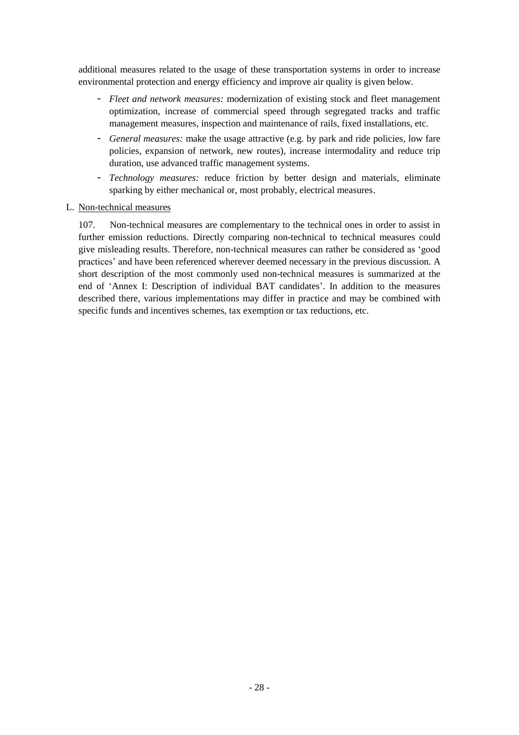additional measures related to the usage of these transportation systems in order to increase environmental protection and energy efficiency and improve air quality is given below.

- *Fleet and network measures:* modernization of existing stock and fleet management optimization, increase of commercial speed through segregated tracks and traffic management measures, inspection and maintenance of rails, fixed installations, etc.
- *General measures:* make the usage attractive (e.g. by park and ride policies, low fare policies, expansion of network, new routes), increase intermodality and reduce trip duration, use advanced traffic management systems.
- *Technology measures:* reduce friction by better design and materials, eliminate sparking by either mechanical or, most probably, electrical measures.

L. Non-technical measures

107. Non-technical measures are complementary to the technical ones in order to assist in further emission reductions. Directly comparing non-technical to technical measures could give misleading results. Therefore, non-technical measures can rather be considered as 'good practices' and have been referenced wherever deemed necessary in the previous discussion. A short description of the most commonly used non-technical measures is summarized at the end of 'Annex I: Description of individual BAT candidates'. In addition to the measures described there, various implementations may differ in practice and may be combined with specific funds and incentives schemes, tax exemption or tax reductions, etc.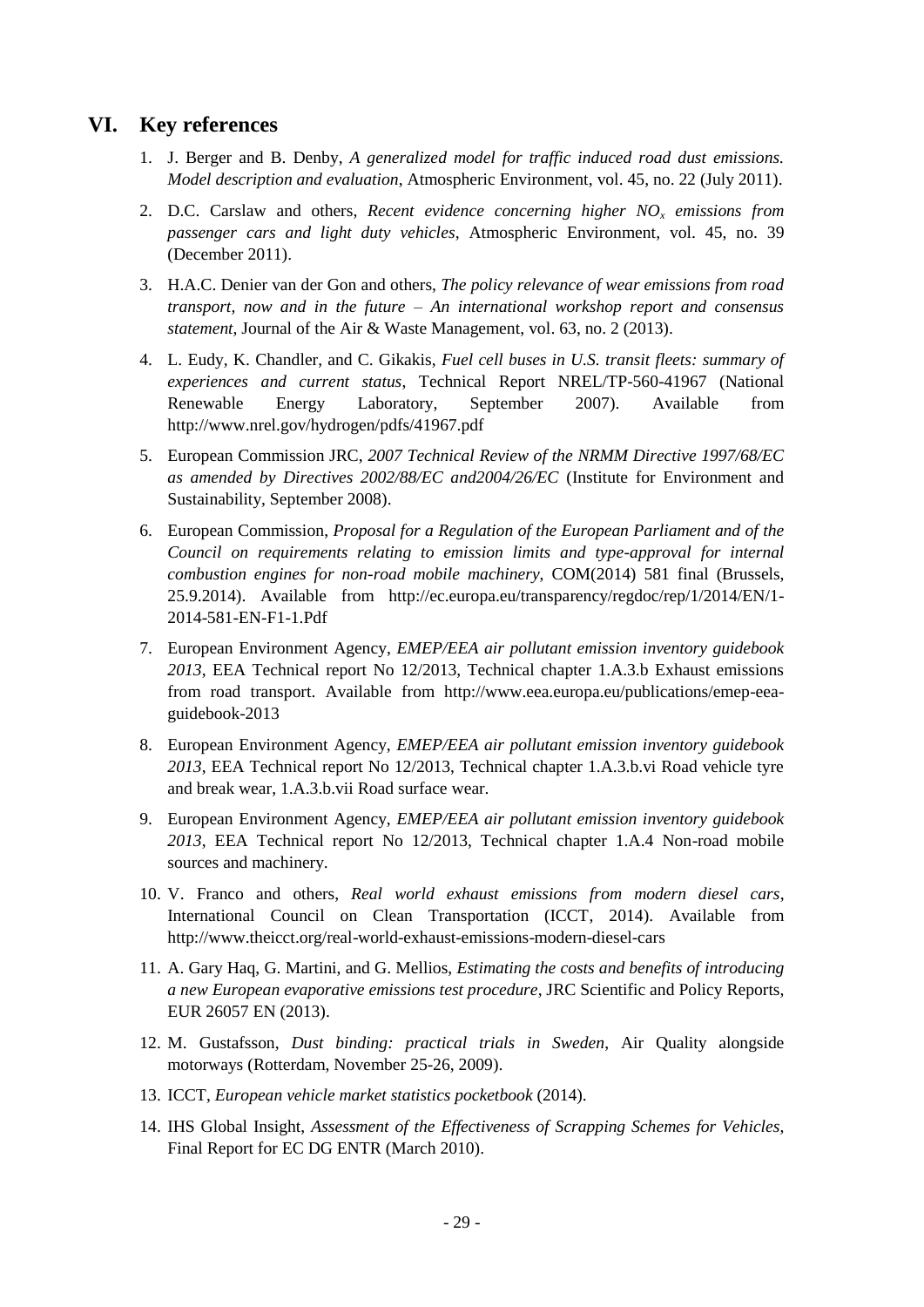## VI. Key references

1. J. Berger and B. Denby, *A generalized model for traffic induced road dust emissions. Model description and evaluation*, Atmospheric Environment, vol. 45, no. 22 (July 2011).
2. D.C. Carslaw and others, *Recent evidence concerning higher $NO_x$ emissions from passenger cars and light duty vehicles*, Atmospheric Environment, vol. 45, no. 39 (December 2011).
3. H.A.C. Denier van der Gon and others, *The policy relevance of wear emissions from road transport, now and in the future – An international workshop report and consensus statement*, Journal of the Air & Waste Management, vol. 63, no. 2 (2013).
4. L. Eudy, K. Chandler, and C. Gikakis, *Fuel cell buses in U.S. transit fleets: summary of experiences and current status*, Technical Report NREL/TP-560-41967 (National Renewable Energy Laboratory, September 2007). Available from http://www.nrel.gov/hydrogen/pdfs/41967.pdf
5. European Commission JRC, *2007 Technical Review of the NRMM Directive 1997/68/EC as amended by Directives 2002/88/EC and2004/26/EC* (Institute for Environment and Sustainability, September 2008).
6. European Commission, *Proposal for a Regulation of the European Parliament and of the Council on requirements relating to emission limits and type-approval for internal combustion engines for non-road mobile machinery*, COM(2014) 581 final (Brussels, 25.9.2014). Available from http://ec.europa.eu/transparency/regdoc/rep/1/2014/EN/1-2014-581-EN-F1-1.Pdf
7. European Environment Agency, *EMEP/EEA air pollutant emission inventory guidebook 2013*, EEA Technical report No 12/2013, Technical chapter 1.A.3.b Exhaust emissions from road transport. Available from http://www.eea.europa.eu/publications/emep-eea-guidebook-2013
8. European Environment Agency, *EMEP/EEA air pollutant emission inventory guidebook 2013*, EEA Technical report No 12/2013, Technical chapter 1.A.3.b.vi Road vehicle tyre and break wear, 1.A.3.b.vii Road surface wear.
9. European Environment Agency, *EMEP/EEA air pollutant emission inventory guidebook 2013*, EEA Technical report No 12/2013, Technical chapter 1.A.4 Non-road mobile sources and machinery.
10. V. Franco and others, *Real world exhaust emissions from modern diesel cars*, International Council on Clean Transportation (ICCT, 2014). Available from http://www.theicct.org/real-world-exhaust-emissions-modern-diesel-cars
11. A. Gary Haq, G. Martini, and G. Mellios, *Estimating the costs and benefits of introducing a new European evaporative emissions test procedure*, JRC Scientific and Policy Reports, EUR 26057 EN (2013).
12. M. Gustafsson, *Dust binding: practical trials in Sweden*, Air Quality alongside motorways (Rotterdam, November 25-26, 2009).
13. ICCT, *European vehicle market statistics pocketbook* (2014).
14. IHS Global Insight, *Assessment of the Effectiveness of Scrapping Schemes for Vehicles*, Final Report for EC DG ENTR (March 2010).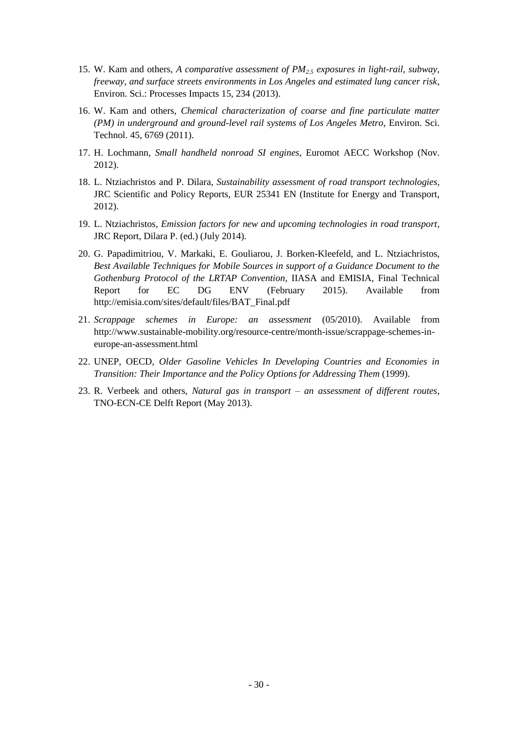15. W. Kam and others, *A comparative assessment of $PM_{2.5}$ exposures in light-rail, subway, freeway, and surface streets environments in Los Angeles and estimated lung cancer risk*, Environ. Sci.: Processes Impacts 15, 234 (2013).

16. W. Kam and others, *Chemical characterization of coarse and fine particulate matter (PM) in underground and ground-level rail systems of Los Angeles Metro*, Environ. Sci. Technol. 45, 6769 (2011).

17. H. Lochmann, *Small handheld nonroad SI engines*, Euromot AECC Workshop (Nov. 2012).

18. L. Ntziachristos and P. Dilara, *Sustainability assessment of road transport technologies*, JRC Scientific and Policy Reports, EUR 25341 EN (Institute for Energy and Transport, 2012).

19. L. Ntziachristos, *Emission factors for new and upcoming technologies in road transport*, JRC Report, Dilara P. (ed.) (July 2014).

20. G. Papadimitriou, V. Markaki, E. Gouliarou, J. Borken-Kleefeld, and L. Ntziachristos, *Best Available Techniques for Mobile Sources in support of a Guidance Document to the Gothenburg Protocol of the LRTAP Convention*, IIASA and EMISIA, Final Technical Report for EC DG ENV (February 2015). Available from http://emisia.com/sites/default/files/BAT_Final.pdf

21. *Scrappage schemes in Europe: an assessment* (05/2010). Available from http://www.sustainable-mobility.org/resource-centre/month-issue/scrappage-schemes-in-europe-an-assessment.html

22. UNEP, OECD, *Older Gasoline Vehicles In Developing Countries and Economies in Transition: Their Importance and the Policy Options for Addressing Them* (1999).

23. R. Verbeek and others, *Natural gas in transport – an assessment of different routes*, TNO-ECN-CE Delft Report (May 2013).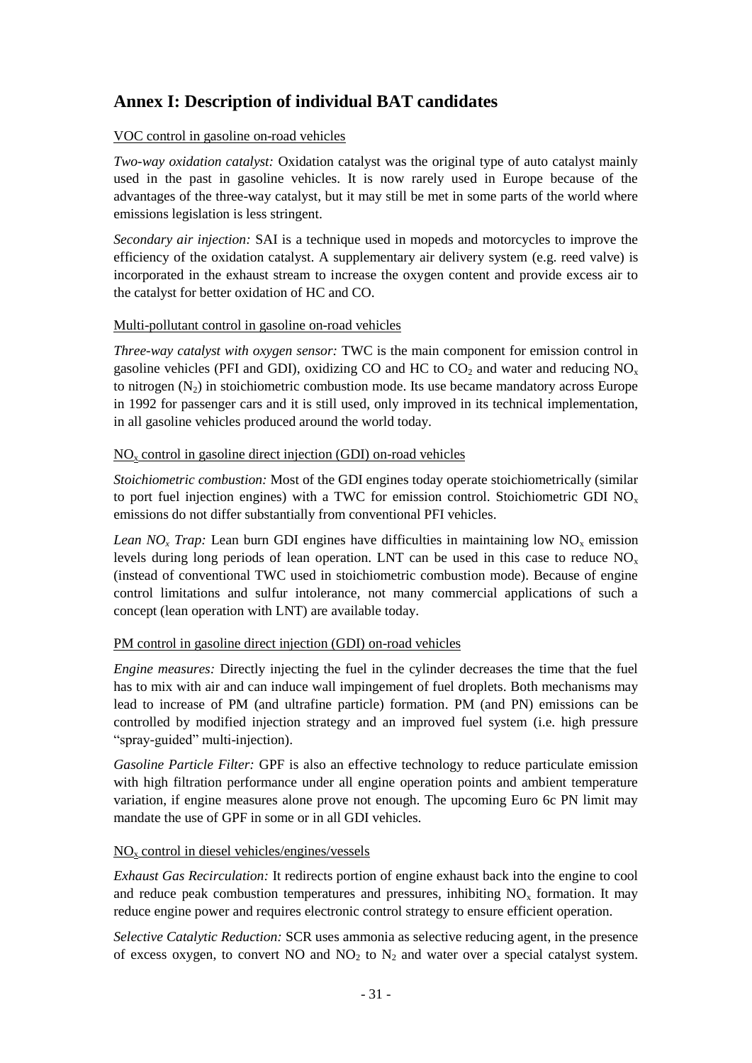## Annex I: Description of individual BAT candidates

VOC control in gasoline on-road vehicles

*Two-way oxidation catalyst:* Oxidation catalyst was the original type of auto catalyst mainly used in the past in gasoline vehicles. It is now rarely used in Europe because of the advantages of the three-way catalyst, but it may still be met in some parts of the world where emissions legislation is less stringent.

*Secondary air injection:* SAI is a technique used in mopeds and motorcycles to improve the efficiency of the oxidation catalyst. A supplementary air delivery system (e.g. reed valve) is incorporated in the exhaust stream to increase the oxygen content and provide excess air to the catalyst for better oxidation of HC and CO.

Multi-pollutant control in gasoline on-road vehicles

*Three-way catalyst with oxygen sensor:* TWC is the main component for emission control in gasoline vehicles (PFI and GDI), oxidizing CO and HC to $CO_2$ and water and reducing $NO_x$ to nitrogen ($N_2$) in stoichiometric combustion mode. Its use became mandatory across Europe in 1992 for passenger cars and it is still used, only improved in its technical implementation, in all gasoline vehicles produced around the world today.

$NO_x$ control in gasoline direct injection (GDI) on-road vehicles

*Stoichiometric combustion:* Most of the GDI engines today operate stoichiometrically (similar to port fuel injection engines) with a TWC for emission control. Stoichiometric GDI $NO_x$ emissions do not differ substantially from conventional PFI vehicles.

*Lean $NO_x$ Trap:* Lean burn GDI engines have difficulties in maintaining low $NO_x$ emission levels during long periods of lean operation. LNT can be used in this case to reduce $NO_x$ (instead of conventional TWC used in stoichiometric combustion mode). Because of engine control limitations and sulfur intolerance, not many commercial applications of such a concept (lean operation with LNT) are available today.

PM control in gasoline direct injection (GDI) on-road vehicles

*Engine measures:* Directly injecting the fuel in the cylinder decreases the time that the fuel has to mix with air and can induce wall impingement of fuel droplets. Both mechanisms may lead to increase of PM (and ultrafine particle) formation. PM (and PN) emissions can be controlled by modified injection strategy and an improved fuel system (i.e. high pressure "spray-guided" multi-injection).

*Gasoline Particle Filter:* GPF is also an effective technology to reduce particulate emission with high filtration performance under all engine operation points and ambient temperature variation, if engine measures alone prove not enough. The upcoming Euro 6c PN limit may mandate the use of GPF in some or in all GDI vehicles.

$NO_x$ control in diesel vehicles/engines/vessels

*Exhaust Gas Recirculation:* It redirects portion of engine exhaust back into the engine to cool and reduce peak combustion temperatures and pressures, inhibiting $NO_x$ formation. It may reduce engine power and requires electronic control strategy to ensure efficient operation.

*Selective Catalytic Reduction:* SCR uses ammonia as selective reducing agent, in the presence of excess oxygen, to convert NO and $NO_2$ to $N_2$ and water over a special catalyst system.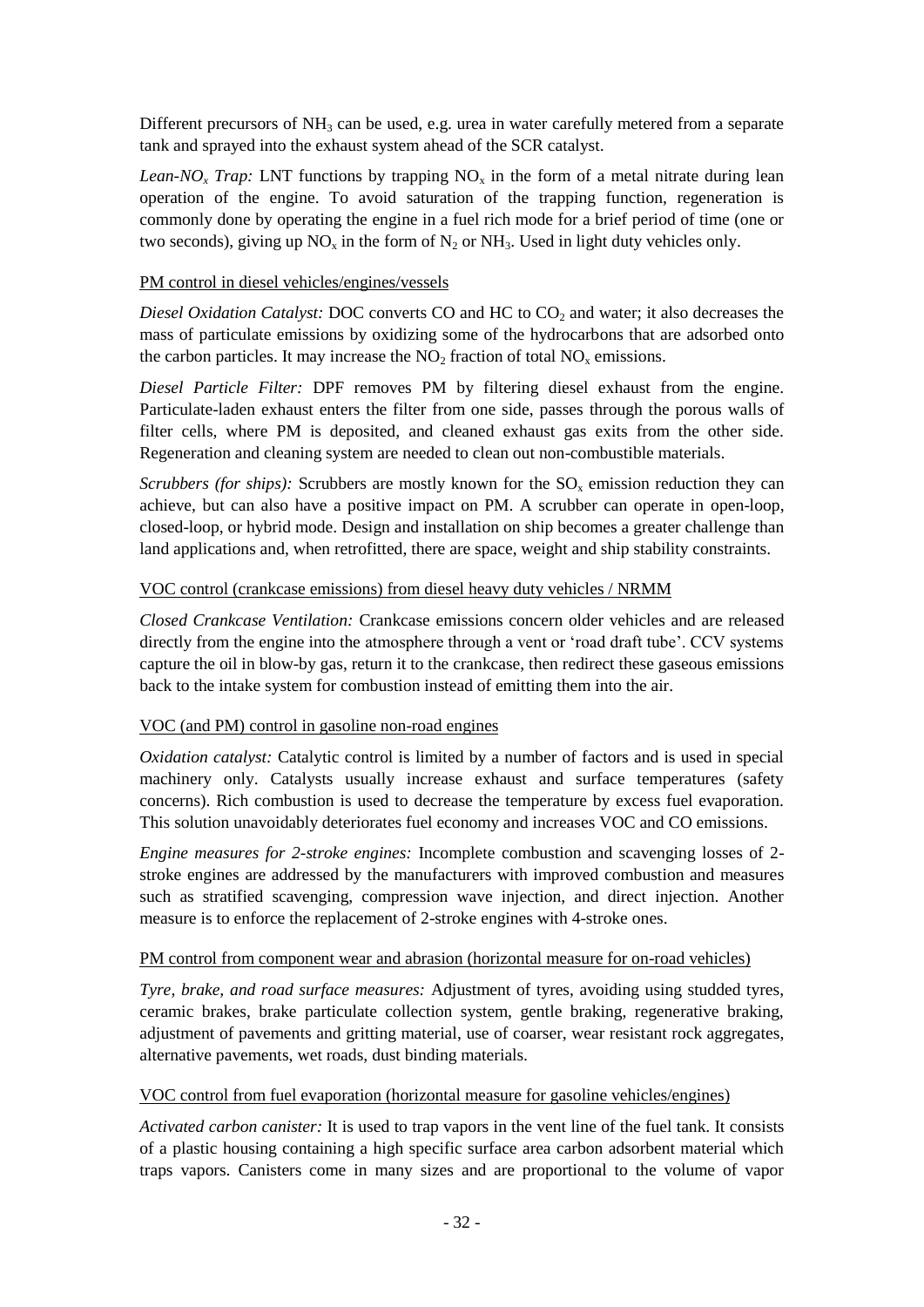Different precursors of $NH_3$ can be used, e.g. urea in water carefully metered from a separate tank and sprayed into the exhaust system ahead of the SCR catalyst.

*Lean-$NO_x$ Trap:* LNT functions by trapping $NO_x$ in the form of a metal nitrate during lean operation of the engine. To avoid saturation of the trapping function, regeneration is commonly done by operating the engine in a fuel rich mode for a brief period of time (one or two seconds), giving up $NO_x$ in the form of $N_2$ or $NH_3$. Used in light duty vehicles only.

<u>PM control in diesel vehicles/engines/vessels</u>

*Diesel Oxidation Catalyst:* DOC converts CO and HC to $CO_2$ and water; it also decreases the mass of particulate emissions by oxidizing some of the hydrocarbons that are adsorbed onto the carbon particles. It may increase the $NO_2$ fraction of total $NO_x$ emissions.

*Diesel Particle Filter:* DPF removes PM by filtering diesel exhaust from the engine. Particulate-laden exhaust enters the filter from one side, passes through the porous walls of filter cells, where PM is deposited, and cleaned exhaust gas exits from the other side. Regeneration and cleaning system are needed to clean out non-combustible materials.

*Scrubbers (for ships):* Scrubbers are mostly known for the $SO_x$ emission reduction they can achieve, but can also have a positive impact on PM. A scrubber can operate in open-loop, closed-loop, or hybrid mode. Design and installation on ship becomes a greater challenge than land applications and, when retrofitted, there are space, weight and ship stability constraints.

<u>VOC control (crankcase emissions) from diesel heavy duty vehicles / NRMM</u>

*Closed Crankcase Ventilation:* Crankcase emissions concern older vehicles and are released directly from the engine into the atmosphere through a vent or 'road draft tube'. CCV systems capture the oil in blow-by gas, return it to the crankcase, then redirect these gaseous emissions back to the intake system for combustion instead of emitting them into the air.

<u>VOC (and PM) control in gasoline non-road engines</u>

*Oxidation catalyst:* Catalytic control is limited by a number of factors and is used in special machinery only. Catalysts usually increase exhaust and surface temperatures (safety concerns). Rich combustion is used to decrease the temperature by excess fuel evaporation. This solution unavoidably deteriorates fuel economy and increases VOC and CO emissions.

*Engine measures for 2-stroke engines:* Incomplete combustion and scavenging losses of 2-stroke engines are addressed by the manufacturers with improved combustion and measures such as stratified scavenging, compression wave injection, and direct injection. Another measure is to enforce the replacement of 2-stroke engines with 4-stroke ones.

<u>PM control from component wear and abrasion (horizontal measure for on-road vehicles)</u>

*Tyre, brake, and road surface measures:* Adjustment of tyres, avoiding using studded tyres, ceramic brakes, brake particulate collection system, gentle braking, regenerative braking, adjustment of pavements and gritting material, use of coarser, wear resistant rock aggregates, alternative pavements, wet roads, dust binding materials.

<u>VOC control from fuel evaporation (horizontal measure for gasoline vehicles/engines)</u>

*Activated carbon canister:* It is used to trap vapors in the vent line of the fuel tank. It consists of a plastic housing containing a high specific surface area carbon adsorbent material which traps vapors. Canisters come in many sizes and are proportional to the volume of vapor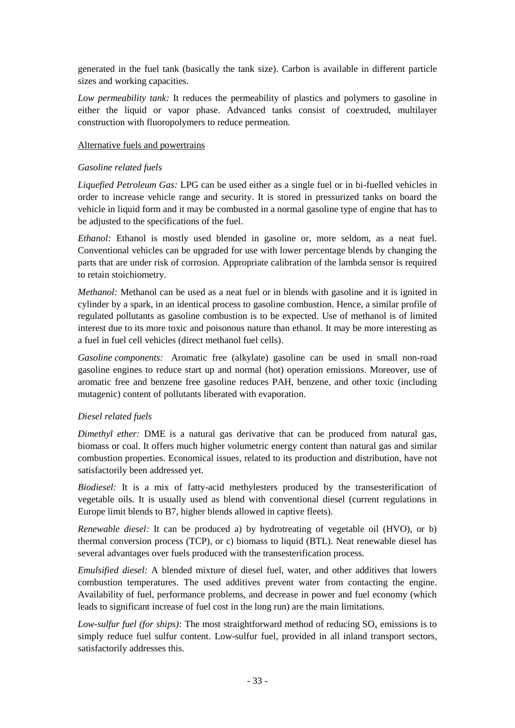generated in the fuel tank (basically the tank size). Carbon is available in different particle sizes and working capacities.

*Low permeability tank:* It reduces the permeability of plastics and polymers to gasoline in either the liquid or vapor phase. Advanced tanks consist of coextruded, multilayer construction with fluoropolymers to reduce permeation.

Alternative fuels and powertrains

*Gasoline related fuels*

*Liquefied Petroleum Gas:* LPG can be used either as a single fuel or in bi-fuelled vehicles in order to increase vehicle range and security. It is stored in pressurized tanks on board the vehicle in liquid form and it may be combusted in a normal gasoline type of engine that has to be adjusted to the specifications of the fuel.

*Ethanol:* Ethanol is mostly used blended in gasoline or, more seldom, as a neat fuel. Conventional vehicles can be upgraded for use with lower percentage blends by changing the parts that are under risk of corrosion. Appropriate calibration of the lambda sensor is required to retain stoichiometry.

*Methanol:* Methanol can be used as a neat fuel or in blends with gasoline and it is ignited in cylinder by a spark, in an identical process to gasoline combustion. Hence, a similar profile of regulated pollutants as gasoline combustion is to be expected. Use of methanol is of limited interest due to its more toxic and poisonous nature than ethanol. It may be more interesting as a fuel in fuel cell vehicles (direct methanol fuel cells).

*Gasoline components:* Aromatic free (alkylate) gasoline can be used in small non-road gasoline engines to reduce start up and normal (hot) operation emissions. Moreover, use of aromatic free and benzene free gasoline reduces PAH, benzene, and other toxic (including mutagenic) content of pollutants liberated with evaporation.

*Diesel related fuels*

*Dimethyl ether:* DME is a natural gas derivative that can be produced from natural gas, biomass or coal. It offers much higher volumetric energy content than natural gas and similar combustion properties. Economical issues, related to its production and distribution, have not satisfactorily been addressed yet.

*Biodiesel:* It is a mix of fatty-acid methylesters produced by the transesterification of vegetable oils. It is usually used as blend with conventional diesel (current regulations in Europe limit blends to B7, higher blends allowed in captive fleets).

*Renewable diesel:* It can be produced a) by hydrotreating of vegetable oil (HVO), or b) thermal conversion process (TCP), or c) biomass to liquid (BTL). Neat renewable diesel has several advantages over fuels produced with the transesterification process.

*Emulsified diesel:* A blended mixture of diesel fuel, water, and other additives that lowers combustion temperatures. The used additives prevent water from contacting the engine. Availability of fuel, performance problems, and decrease in power and fuel economy (which leads to significant increase of fuel cost in the long run) are the main limitations.

*Low-sulfur fuel (for ships):* The most straightforward method of reducing $SO_x$ emissions is to simply reduce fuel sulfur content. Low-sulfur fuel, provided in all inland transport sectors, satisfactorily addresses this.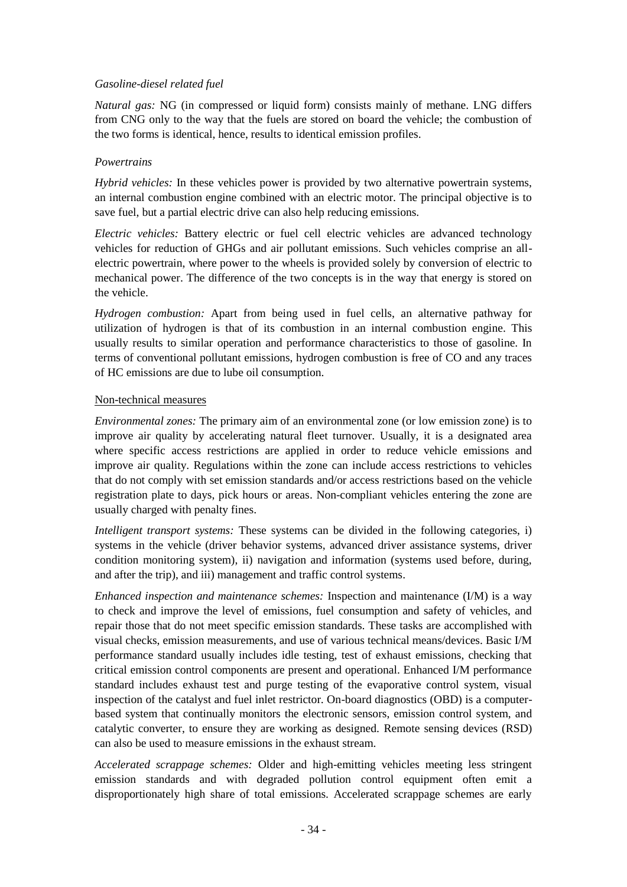*Gasoline-diesel related fuel*

*Natural gas:* NG (in compressed or liquid form) consists mainly of methane. LNG differs from CNG only to the way that the fuels are stored on board the vehicle; the combustion of the two forms is identical, hence, results to identical emission profiles.

*Powertrains*

*Hybrid vehicles:* In these vehicles power is provided by two alternative powertrain systems, an internal combustion engine combined with an electric motor. The principal objective is to save fuel, but a partial electric drive can also help reducing emissions.

*Electric vehicles:* Battery electric or fuel cell electric vehicles are advanced technology vehicles for reduction of GHGs and air pollutant emissions. Such vehicles comprise an all-electric powertrain, where power to the wheels is provided solely by conversion of electric to mechanical power. The difference of the two concepts is in the way that energy is stored on the vehicle.

*Hydrogen combustion:* Apart from being used in fuel cells, an alternative pathway for utilization of hydrogen is that of its combustion in an internal combustion engine. This usually results to similar operation and performance characteristics to those of gasoline. In terms of conventional pollutant emissions, hydrogen combustion is free of CO and any traces of HC emissions are due to lube oil consumption.

Non-technical measures

*Environmental zones:* The primary aim of an environmental zone (or low emission zone) is to improve air quality by accelerating natural fleet turnover. Usually, it is a designated area where specific access restrictions are applied in order to reduce vehicle emissions and improve air quality. Regulations within the zone can include access restrictions to vehicles that do not comply with set emission standards and/or access restrictions based on the vehicle registration plate to days, pick hours or areas. Non-compliant vehicles entering the zone are usually charged with penalty fines.

*Intelligent transport systems:* These systems can be divided in the following categories, i) systems in the vehicle (driver behavior systems, advanced driver assistance systems, driver condition monitoring system), ii) navigation and information (systems used before, during, and after the trip), and iii) management and traffic control systems.

*Enhanced inspection and maintenance schemes:* Inspection and maintenance (I/M) is a way to check and improve the level of emissions, fuel consumption and safety of vehicles, and repair those that do not meet specific emission standards. These tasks are accomplished with visual checks, emission measurements, and use of various technical means/devices. Basic I/M performance standard usually includes idle testing, test of exhaust emissions, checking that critical emission control components are present and operational. Enhanced I/M performance standard includes exhaust test and purge testing of the evaporative control system, visual inspection of the catalyst and fuel inlet restrictor. On-board diagnostics (OBD) is a computer-based system that continually monitors the electronic sensors, emission control system, and catalytic converter, to ensure they are working as designed. Remote sensing devices (RSD) can also be used to measure emissions in the exhaust stream.

*Accelerated scrappage schemes:* Older and high-emitting vehicles meeting less stringent emission standards and with degraded pollution control equipment often emit a disproportionately high share of total emissions. Accelerated scrappage schemes are early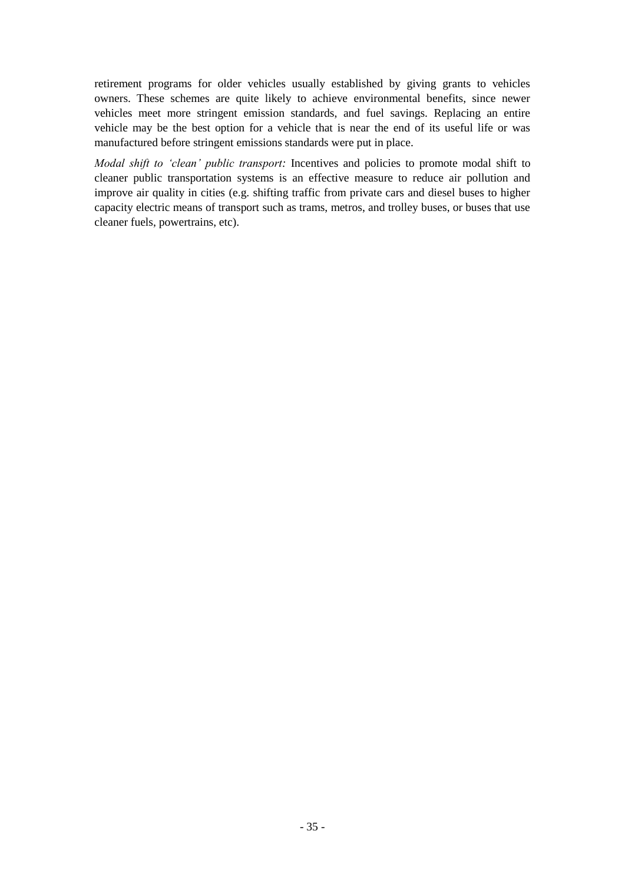retirement programs for older vehicles usually established by giving grants to vehicles owners. These schemes are quite likely to achieve environmental benefits, since newer vehicles meet more stringent emission standards, and fuel savings. Replacing an entire vehicle may be the best option for a vehicle that is near the end of its useful life or was manufactured before stringent emissions standards were put in place.

*Modal shift to 'clean' public transport:* Incentives and policies to promote modal shift to cleaner public transportation systems is an effective measure to reduce air pollution and improve air quality in cities (e.g. shifting traffic from private cars and diesel buses to higher capacity electric means of transport such as trams, metros, and trolley buses, or buses that use cleaner fuels, powertrains, etc).